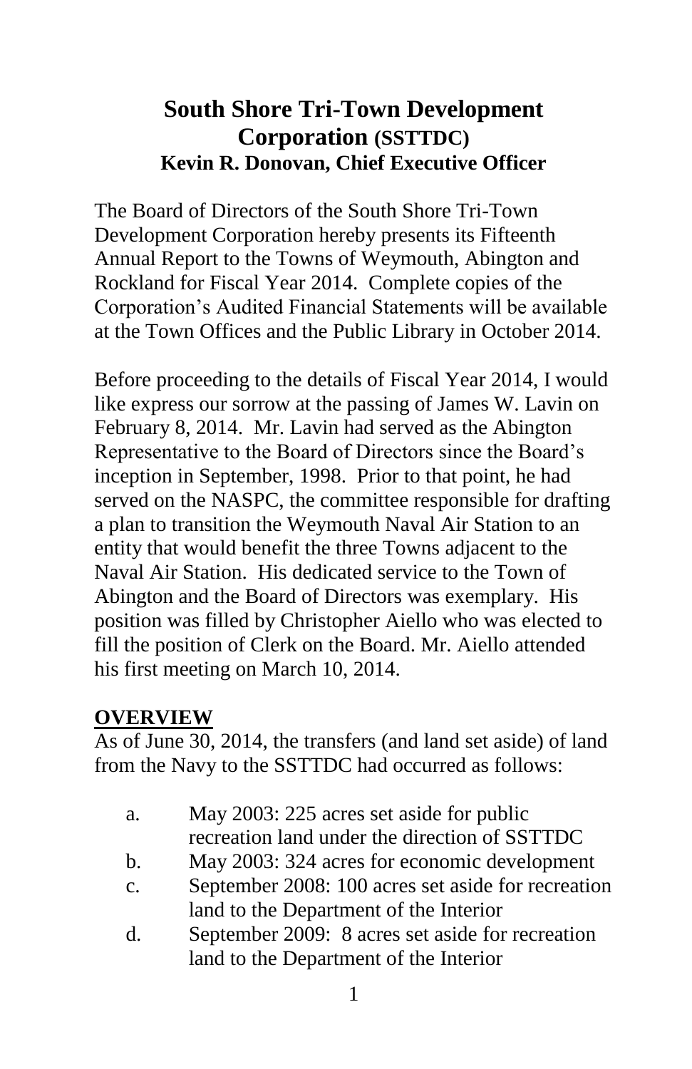# South Shore Tri-Town Development Corporation (SSTTDC)

**Kevin R. Donovan, Chief Executive Officer**

The Board of Directors of the South Shore Tri-Town Development Corporation hereby presents its Fifteenth Annual Report to the Towns of Weymouth, Abington and Rockland for Fiscal Year 2014. Complete copies of the Corporation's Audited Financial Statements will be available at the Town Offices and the Public Library in October 2014.

Before proceeding to the details of Fiscal Year 2014, I would like express our sorrow at the passing of James W. Lavin on February 8, 2014. Mr. Lavin had served as the Abington Representative to the Board of Directors since the Board's inception in September, 1998. Prior to that point, he had served on the NASPC, the committee responsible for drafting a plan to transition the Weymouth Naval Air Station to an entity that would benefit the three Towns adjacent to the Naval Air Station. His dedicated service to the Town of Abington and the Board of Directors was exemplary. His position was filled by Christopher Aiello who was elected to fill the position of Clerk on the Board. Mr. Aiello attended his first meeting on March 10, 2014.

## OVERVIEW

As of June 30, 2014, the transfers (and land set aside) of land from the Navy to the SSTTDC had occurred as follows:

a. May 2003: 225 acres set aside for public recreation land under the direction of SSTTDC
b. May 2003: 324 acres for economic development
c. September 2008: 100 acres set aside for recreation land to the Department of the Interior
d. September 2009: 8 acres set aside for recreation land to the Department of the Interior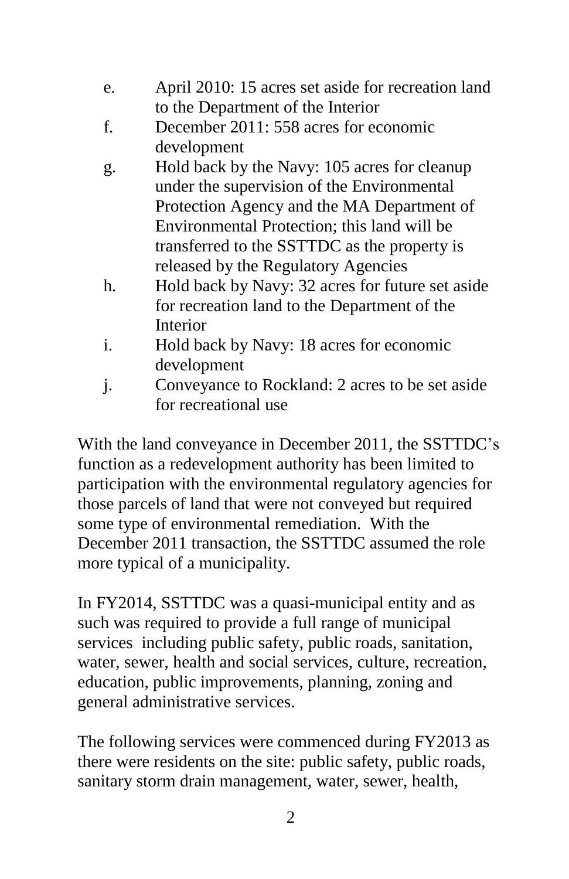e. April 2010: 15 acres set aside for recreation land to the Department of the Interior
f. December 2011: 558 acres for economic development
g. Hold back by the Navy: 105 acres for cleanup under the supervision of the Environmental Protection Agency and the MA Department of Environmental Protection; this land will be transferred to the SSTTDC as the property is released by the Regulatory Agencies
h. Hold back by Navy: 32 acres for future set aside for recreation land to the Department of the Interior
i. Hold back by Navy: 18 acres for economic development
j. Conveyance to Rockland: 2 acres to be set aside for recreational use

With the land conveyance in December 2011, the SSTTDC's function as a redevelopment authority has been limited to participation with the environmental regulatory agencies for those parcels of land that were not conveyed but required some type of environmental remediation. With the December 2011 transaction, the SSTTDC assumed the role more typical of a municipality.

In FY2014, SSTTDC was a quasi-municipal entity and as such was required to provide a full range of municipal services including public safety, public roads, sanitation, water, sewer, health and social services, culture, recreation, education, public improvements, planning, zoning and general administrative services.

The following services were commenced during FY2013 as there were residents on the site: public safety, public roads, sanitary storm drain management, water, sewer, health,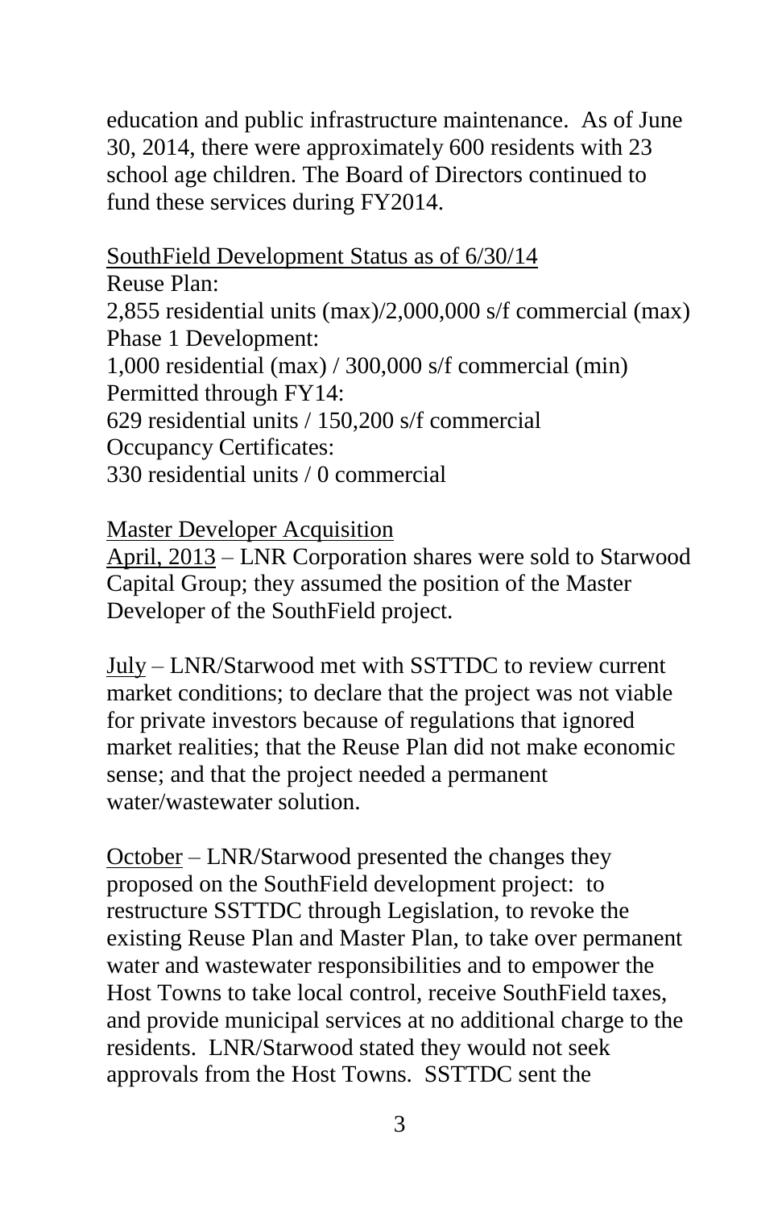education and public infrastructure maintenance. As of June 30, 2014, there were approximately 600 residents with 23 school age children. The Board of Directors continued to fund these services during FY2014.

<u>SouthField Development Status as of 6/30/14</u>

Reuse Plan:
2,855 residential units (max)/2,000,000 s/f commercial (max)
Phase 1 Development:
1,000 residential (max) / 300,000 s/f commercial (min)
Permitted through FY14:
629 residential units / 150,200 s/f commercial
Occupancy Certificates:
330 residential units / 0 commercial

<u>Master Developer Acquisition</u>

<u>April, 2013</u> – LNR Corporation shares were sold to Starwood Capital Group; they assumed the position of the Master Developer of the SouthField project.

<u>July</u> – LNR/Starwood met with SSTTDC to review current market conditions; to declare that the project was not viable for private investors because of regulations that ignored market realities; that the Reuse Plan did not make economic sense; and that the project needed a permanent water/wastewater solution.

<u>October</u> – LNR/Starwood presented the changes they proposed on the SouthField development project: to restructure SSTTDC through Legislation, to revoke the existing Reuse Plan and Master Plan, to take over permanent water and wastewater responsibilities and to empower the Host Towns to take local control, receive SouthField taxes, and provide municipal services at no additional charge to the residents. LNR/Starwood stated they would not seek approvals from the Host Towns. SSTTDC sent the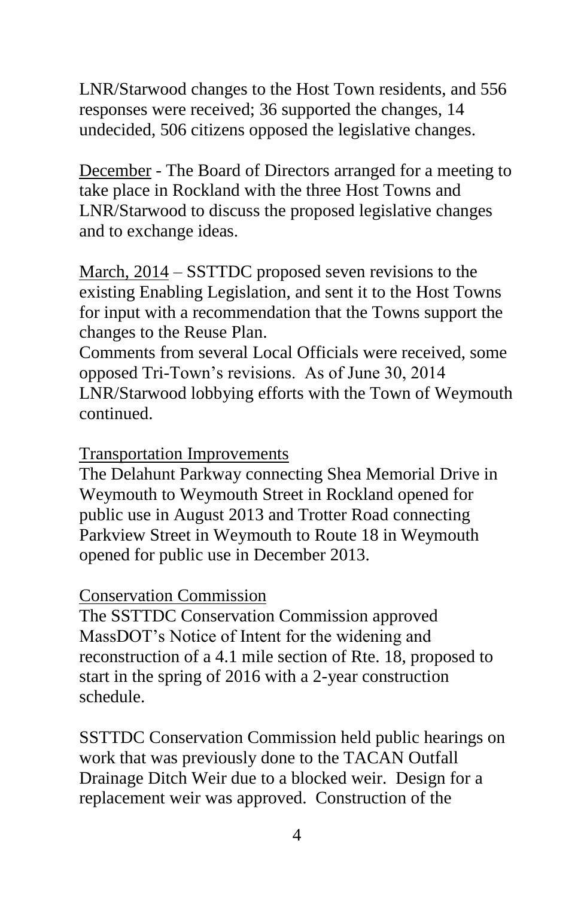LNR/Starwood changes to the Host Town residents, and 556 responses were received; 36 supported the changes, 14 undecided, 506 citizens opposed the legislative changes.

December - The Board of Directors arranged for a meeting to take place in Rockland with the three Host Towns and LNR/Starwood to discuss the proposed legislative changes and to exchange ideas.

March, 2014 – SSTTDC proposed seven revisions to the existing Enabling Legislation, and sent it to the Host Towns for input with a recommendation that the Towns support the changes to the Reuse Plan.
Comments from several Local Officials were received, some opposed Tri-Town's revisions. As of June 30, 2014 LNR/Starwood lobbying efforts with the Town of Weymouth continued.

Transportation Improvements

The Delahunt Parkway connecting Shea Memorial Drive in Weymouth to Weymouth Street in Rockland opened for public use in August 2013 and Trotter Road connecting Parkview Street in Weymouth to Route 18 in Weymouth opened for public use in December 2013.

Conservation Commission

The SSTTDC Conservation Commission approved MassDOT's Notice of Intent for the widening and reconstruction of a 4.1 mile section of Rte. 18, proposed to start in the spring of 2016 with a 2-year construction schedule.

SSTTDC Conservation Commission held public hearings on work that was previously done to the TACAN Outfall Drainage Ditch Weir due to a blocked weir. Design for a replacement weir was approved. Construction of the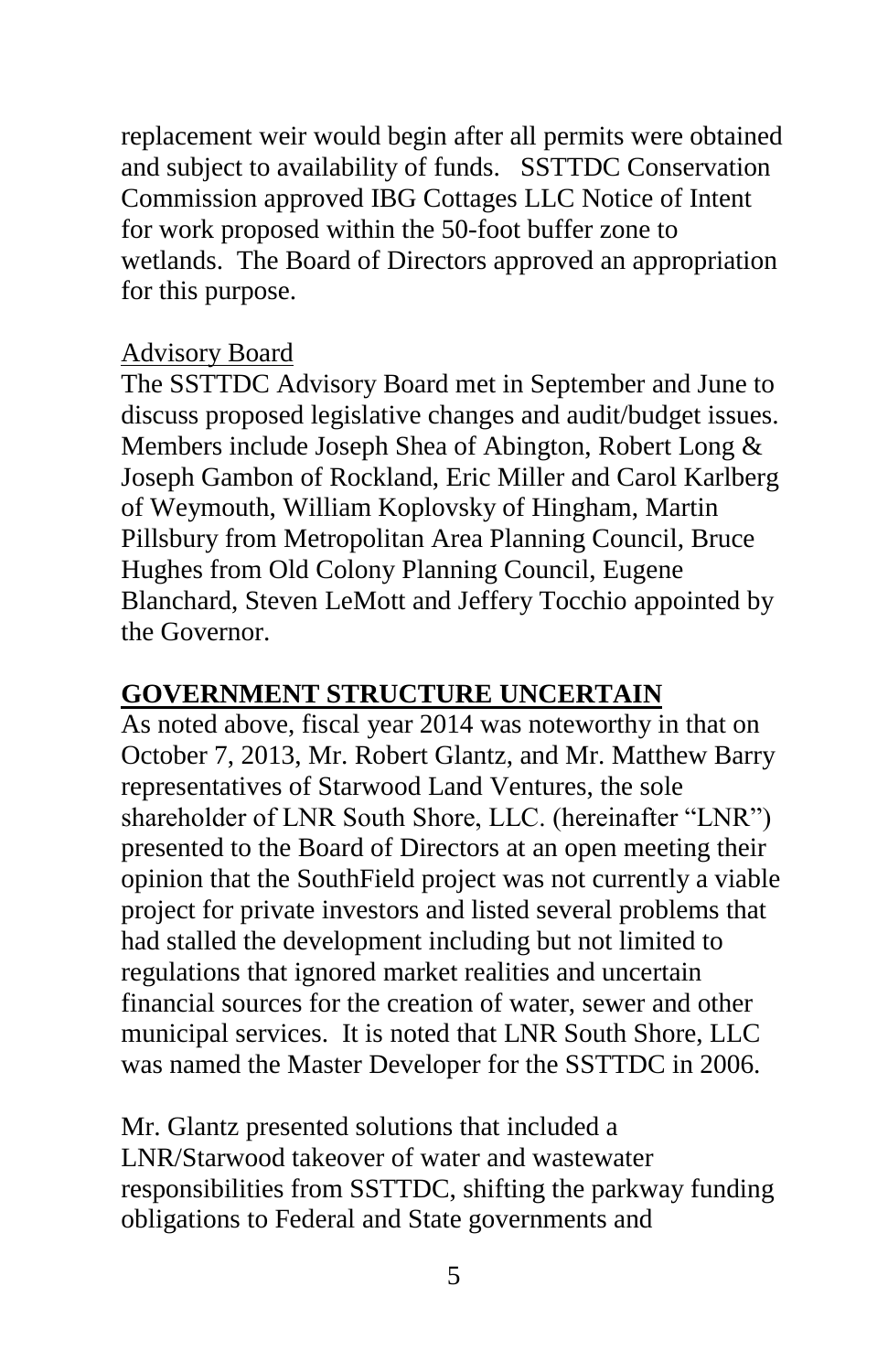replacement weir would begin after all permits were obtained and subject to availability of funds. SSTTDC Conservation Commission approved IBG Cottages LLC Notice of Intent for work proposed within the 50-foot buffer zone to wetlands. The Board of Directors approved an appropriation for this purpose.

Advisory Board

The SSTTDC Advisory Board met in September and June to discuss proposed legislative changes and audit/budget issues. Members include Joseph Shea of Abington, Robert Long & Joseph Gambon of Rockland, Eric Miller and Carol Karlberg of Weymouth, William Koplovsky of Hingham, Martin Pillsbury from Metropolitan Area Planning Council, Bruce Hughes from Old Colony Planning Council, Eugene Blanchard, Steven LeMott and Jeffery Tocchio appointed by the Governor.

## GOVERNMENT STRUCTURE UNCERTAIN

As noted above, fiscal year 2014 was noteworthy in that on October 7, 2013, Mr. Robert Glantz, and Mr. Matthew Barry representatives of Starwood Land Ventures, the sole shareholder of LNR South Shore, LLC. (hereinafter "LNR") presented to the Board of Directors at an open meeting their opinion that the SouthField project was not currently a viable project for private investors and listed several problems that had stalled the development including but not limited to regulations that ignored market realities and uncertain financial sources for the creation of water, sewer and other municipal services. It is noted that LNR South Shore, LLC was named the Master Developer for the SSTTDC in 2006.

Mr. Glantz presented solutions that included a LNR/Starwood takeover of water and wastewater responsibilities from SSTTDC, shifting the parkway funding obligations to Federal and State governments and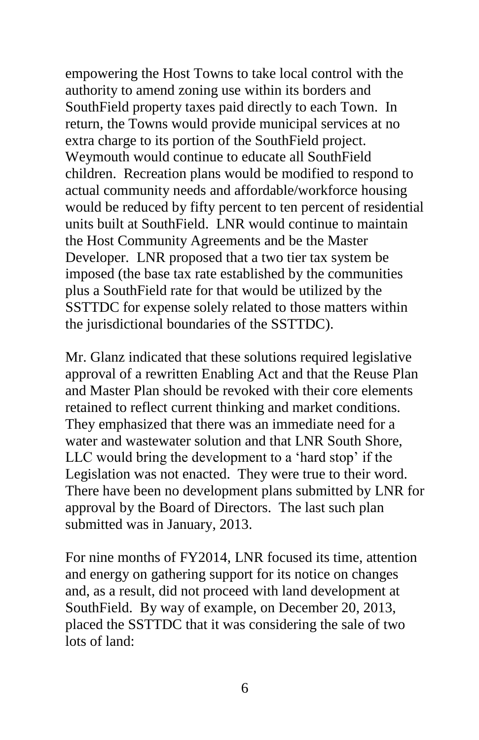empowering the Host Towns to take local control with the authority to amend zoning use within its borders and SouthField property taxes paid directly to each Town. In return, the Towns would provide municipal services at no extra charge to its portion of the SouthField project. Weymouth would continue to educate all SouthField children. Recreation plans would be modified to respond to actual community needs and affordable/workforce housing would be reduced by fifty percent to ten percent of residential units built at SouthField. LNR would continue to maintain the Host Community Agreements and be the Master Developer. LNR proposed that a two tier tax system be imposed (the base tax rate established by the communities plus a SouthField rate for that would be utilized by the SSTTDC for expense solely related to those matters within the jurisdictional boundaries of the SSTTDC).

Mr. Glanz indicated that these solutions required legislative approval of a rewritten Enabling Act and that the Reuse Plan and Master Plan should be revoked with their core elements retained to reflect current thinking and market conditions. They emphasized that there was an immediate need for a water and wastewater solution and that LNR South Shore, LLC would bring the development to a 'hard stop' if the Legislation was not enacted. They were true to their word. There have been no development plans submitted by LNR for approval by the Board of Directors. The last such plan submitted was in January, 2013.

For nine months of FY2014, LNR focused its time, attention and energy on gathering support for its notice on changes and, as a result, did not proceed with land development at SouthField. By way of example, on December 20, 2013, placed the SSTTDC that it was considering the sale of two lots of land: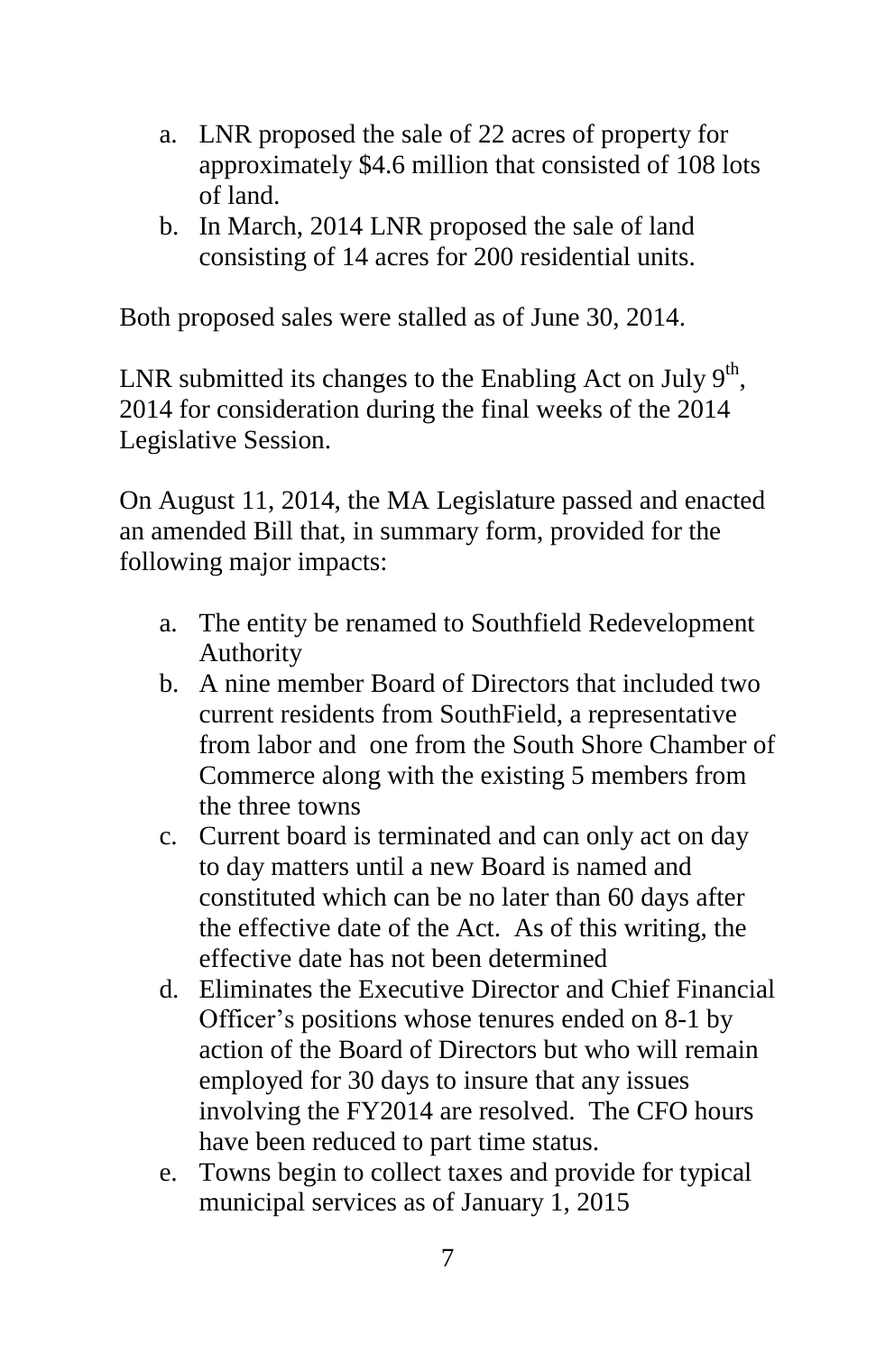a. LNR proposed the sale of 22 acres of property for approximately $4.6 million that consisted of 108 lots of land.
b. In March, 2014 LNR proposed the sale of land consisting of 14 acres for 200 residential units.

Both proposed sales were stalled as of June 30, 2014.

LNR submitted its changes to the Enabling Act on July 9th, 2014 for consideration during the final weeks of the 2014 Legislative Session.

On August 11, 2014, the MA Legislature passed and enacted an amended Bill that, in summary form, provided for the following major impacts:

a. The entity be renamed to Southfield Redevelopment Authority
b. A nine member Board of Directors that included two current residents from SouthField, a representative from labor and one from the South Shore Chamber of Commerce along with the existing 5 members from the three towns
c. Current board is terminated and can only act on day to day matters until a new Board is named and constituted which can be no later than 60 days after the effective date of the Act. As of this writing, the effective date has not been determined
d. Eliminates the Executive Director and Chief Financial Officer's positions whose tenures ended on 8-1 by action of the Board of Directors but who will remain employed for 30 days to insure that any issues involving the FY2014 are resolved. The CFO hours have been reduced to part time status.
e. Towns begin to collect taxes and provide for typical municipal services as of January 1, 2015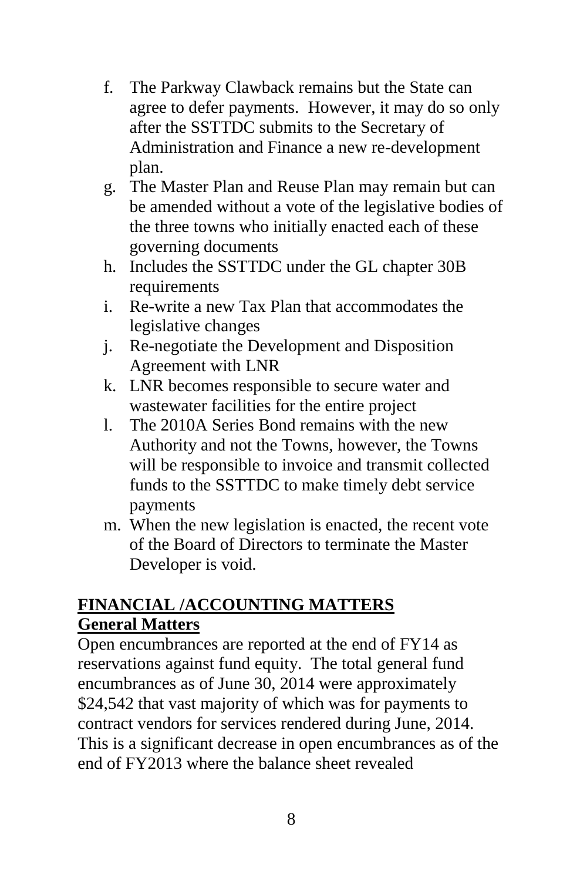f. The Parkway Clawback remains but the State can agree to defer payments. However, it may do so only after the SSTTDC submits to the Secretary of Administration and Finance a new re-development plan.
g. The Master Plan and Reuse Plan may remain but can be amended without a vote of the legislative bodies of the three towns who initially enacted each of these governing documents
h. Includes the SSTTDC under the GL chapter 30B requirements
i. Re-write a new Tax Plan that accommodates the legislative changes
j. Re-negotiate the Development and Disposition Agreement with LNR
k. LNR becomes responsible to secure water and wastewater facilities for the entire project
l. The 2010A Series Bond remains with the new Authority and not the Towns, however, the Towns will be responsible to invoice and transmit collected funds to the SSTTDC to make timely debt service payments
m. When the new legislation is enacted, the recent vote of the Board of Directors to terminate the Master Developer is void.

## FINANCIAL /ACCOUNTING MATTERS

### General Matters

Open encumbrances are reported at the end of FY14 as reservations against fund equity. The total general fund encumbrances as of June 30, 2014 were approximately \$24,542 that vast majority of which was for payments to contract vendors for services rendered during June, 2014. This is a significant decrease in open encumbrances as of the end of FY2013 where the balance sheet revealed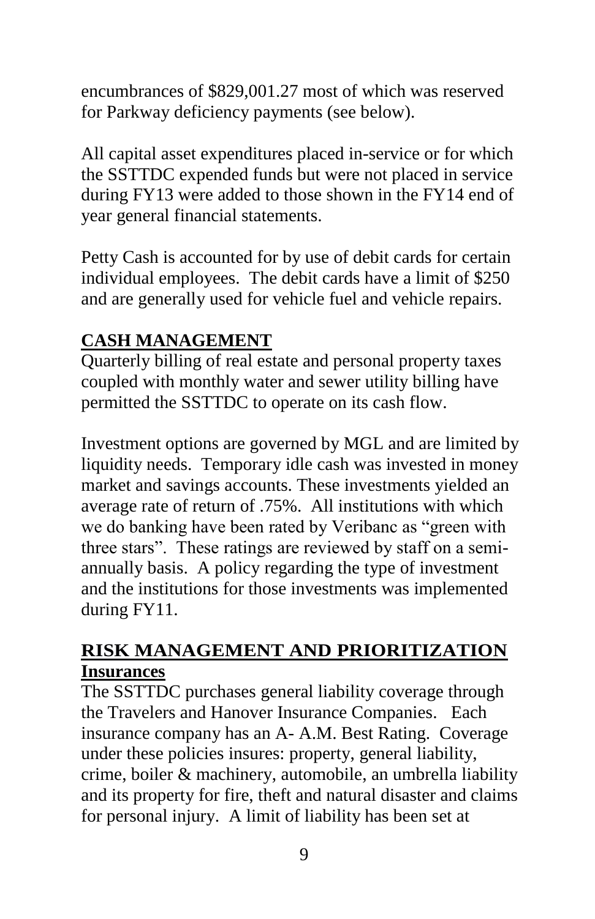encumbrances of $829,001.27 most of which was reserved for Parkway deficiency payments (see below).

All capital asset expenditures placed in-service or for which the SSTTDC expended funds but were not placed in service during FY13 were added to those shown in the FY14 end of year general financial statements.

Petty Cash is accounted for by use of debit cards for certain individual employees. The debit cards have a limit of $250 and are generally used for vehicle fuel and vehicle repairs.

## CASH MANAGEMENT

Quarterly billing of real estate and personal property taxes coupled with monthly water and sewer utility billing have permitted the SSTTDC to operate on its cash flow.

Investment options are governed by MGL and are limited by liquidity needs. Temporary idle cash was invested in money market and savings accounts. These investments yielded an average rate of return of .75%. All institutions with which we do banking have been rated by Veribanc as "green with three stars". These ratings are reviewed by staff on a semi-annually basis. A policy regarding the type of investment and the institutions for those investments was implemented during FY11.

## RISK MANAGEMENT AND PRIORITIZATION

### Insurances

The SSTTDC purchases general liability coverage through the Travelers and Hanover Insurance Companies. Each insurance company has an A- A.M. Best Rating. Coverage under these policies insures: property, general liability, crime, boiler & machinery, automobile, an umbrella liability and its property for fire, theft and natural disaster and claims for personal injury. A limit of liability has been set at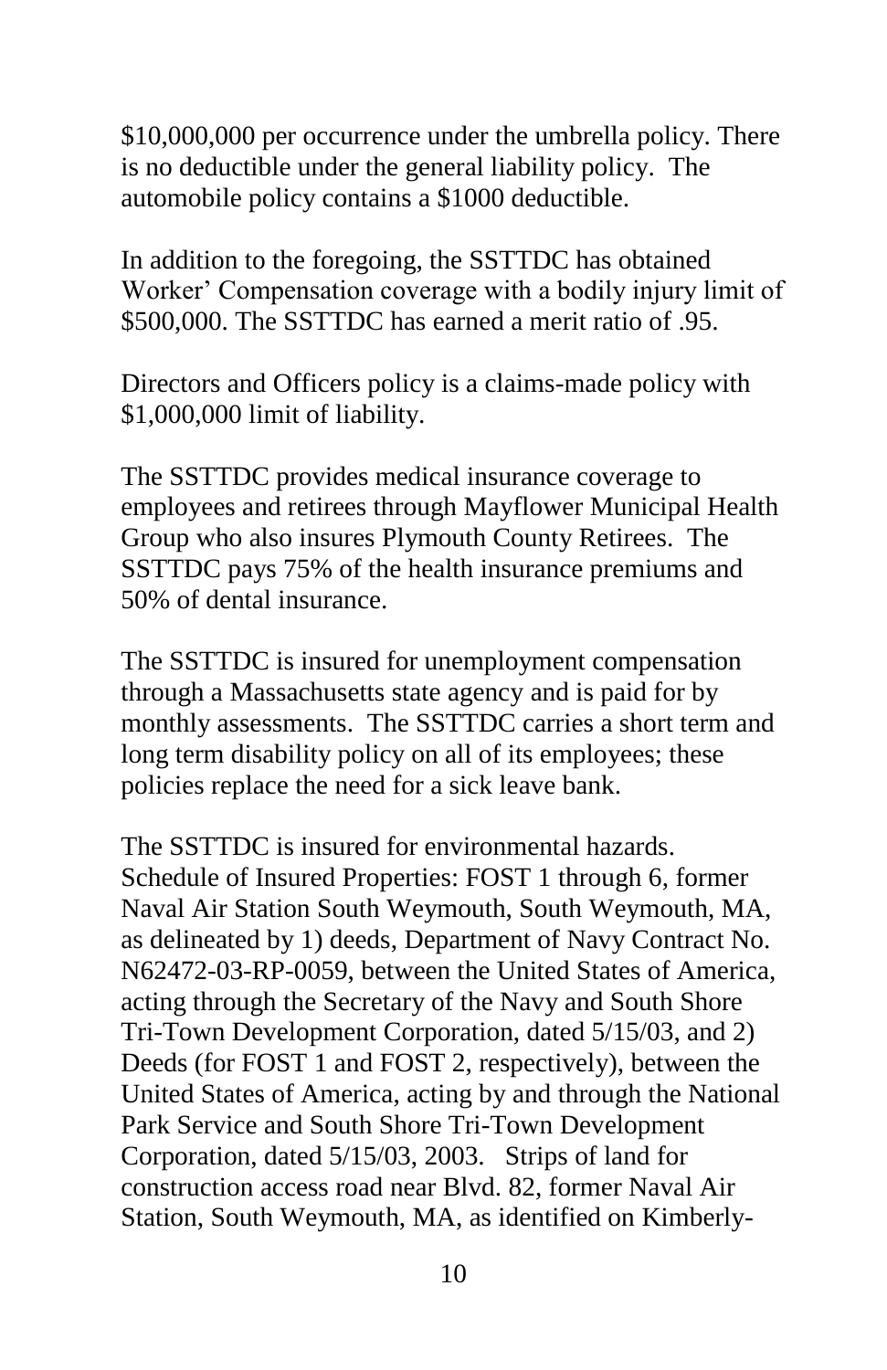$10,000,000 per occurrence under the umbrella policy. There is no deductible under the general liability policy. The automobile policy contains a $1000 deductible.

In addition to the foregoing, the SSTTDC has obtained Worker' Compensation coverage with a bodily injury limit of $500,000. The SSTTDC has earned a merit ratio of .95.

Directors and Officers policy is a claims-made policy with $1,000,000 limit of liability.

The SSTTDC provides medical insurance coverage to employees and retirees through Mayflower Municipal Health Group who also insures Plymouth County Retirees. The SSTTDC pays 75% of the health insurance premiums and 50% of dental insurance.

The SSTTDC is insured for unemployment compensation through a Massachusetts state agency and is paid for by monthly assessments. The SSTTDC carries a short term and long term disability policy on all of its employees; these policies replace the need for a sick leave bank.

The SSTTDC is insured for environmental hazards. Schedule of Insured Properties: FOST 1 through 6, former Naval Air Station South Weymouth, South Weymouth, MA, as delineated by 1) deeds, Department of Navy Contract No. N62472-03-RP-0059, between the United States of America, acting through the Secretary of the Navy and South Shore Tri-Town Development Corporation, dated 5/15/03, and 2) Deeds (for FOST 1 and FOST 2, respectively), between the United States of America, acting by and through the National Park Service and South Shore Tri-Town Development Corporation, dated 5/15/03, 2003. Strips of land for construction access road near Blvd. 82, former Naval Air Station, South Weymouth, MA, as identified on Kimberly-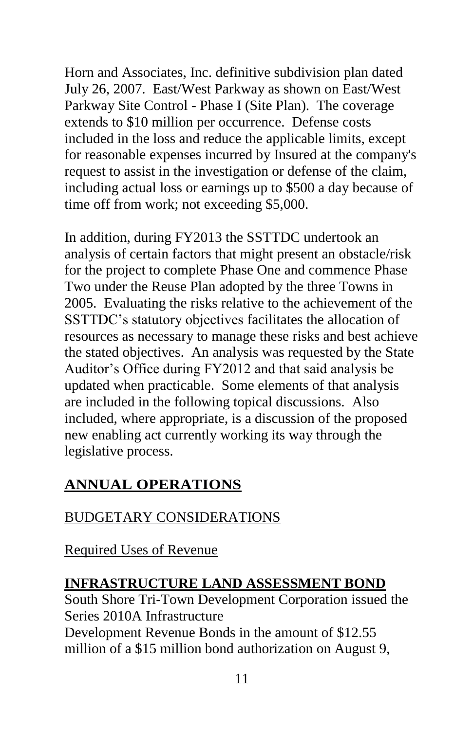Horn and Associates, Inc. definitive subdivision plan dated July 26, 2007. East/West Parkway as shown on East/West Parkway Site Control - Phase I (Site Plan). The coverage extends to $10 million per occurrence. Defense costs included in the loss and reduce the applicable limits, except for reasonable expenses incurred by Insured at the company's request to assist in the investigation or defense of the claim, including actual loss or earnings up to $500 a day because of time off from work; not exceeding $5,000.

In addition, during FY2013 the SSTTDC undertook an analysis of certain factors that might present an obstacle/risk for the project to complete Phase One and commence Phase Two under the Reuse Plan adopted by the three Towns in 2005. Evaluating the risks relative to the achievement of the SSTTDC's statutory objectives facilitates the allocation of resources as necessary to manage these risks and best achieve the stated objectives. An analysis was requested by the State Auditor's Office during FY2012 and that said analysis be updated when practicable. Some elements of that analysis are included in the following topical discussions. Also included, where appropriate, is a discussion of the proposed new enabling act currently working its way through the legislative process.

## ANNUAL OPERATIONS

### BUDGETARY CONSIDERATIONS

#### Required Uses of Revenue

**INFRASTRUCTURE LAND ASSESSMENT BOND**

South Shore Tri-Town Development Corporation issued the Series 2010A Infrastructure Development Revenue Bonds in the amount of $12.55 million of a $15 million bond authorization on August 9,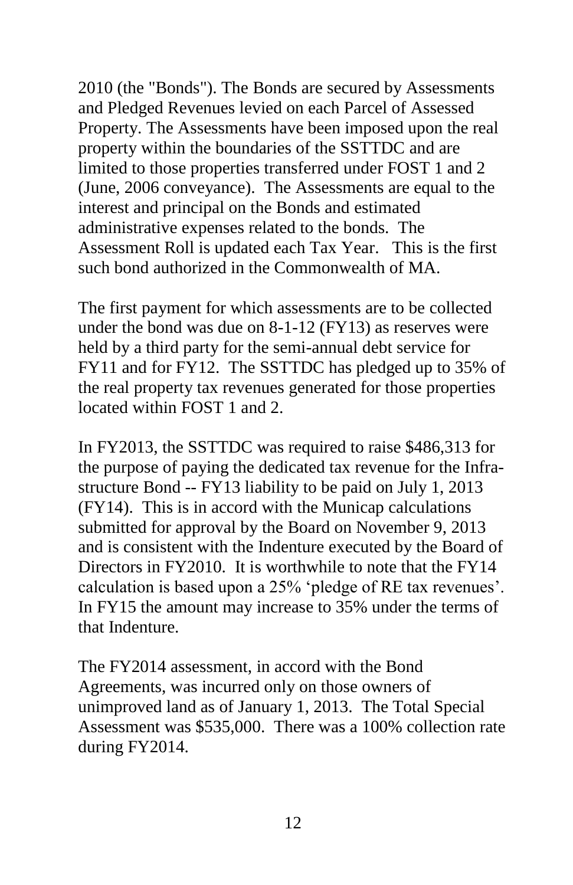2010 (the "Bonds"). The Bonds are secured by Assessments and Pledged Revenues levied on each Parcel of Assessed Property. The Assessments have been imposed upon the real property within the boundaries of the SSTTDC and are limited to those properties transferred under FOST 1 and 2 (June, 2006 conveyance). The Assessments are equal to the interest and principal on the Bonds and estimated administrative expenses related to the bonds. The Assessment Roll is updated each Tax Year. This is the first such bond authorized in the Commonwealth of MA.

The first payment for which assessments are to be collected under the bond was due on 8-1-12 (FY13) as reserves were held by a third party for the semi-annual debt service for FY11 and for FY12. The SSTTDC has pledged up to 35% of the real property tax revenues generated for those properties located within FOST 1 and 2.

In FY2013, the SSTTDC was required to raise $486,313 for the purpose of paying the dedicated tax revenue for the Infrastructure Bond -- FY13 liability to be paid on July 1, 2013 (FY14). This is in accord with the Municap calculations submitted for approval by the Board on November 9, 2013 and is consistent with the Indenture executed by the Board of Directors in FY2010. It is worthwhile to note that the FY14 calculation is based upon a 25% 'pledge of RE tax revenues'. In FY15 the amount may increase to 35% under the terms of that Indenture.

The FY2014 assessment, in accord with the Bond Agreements, was incurred only on those owners of unimproved land as of January 1, 2013. The Total Special Assessment was $535,000. There was a 100% collection rate during FY2014.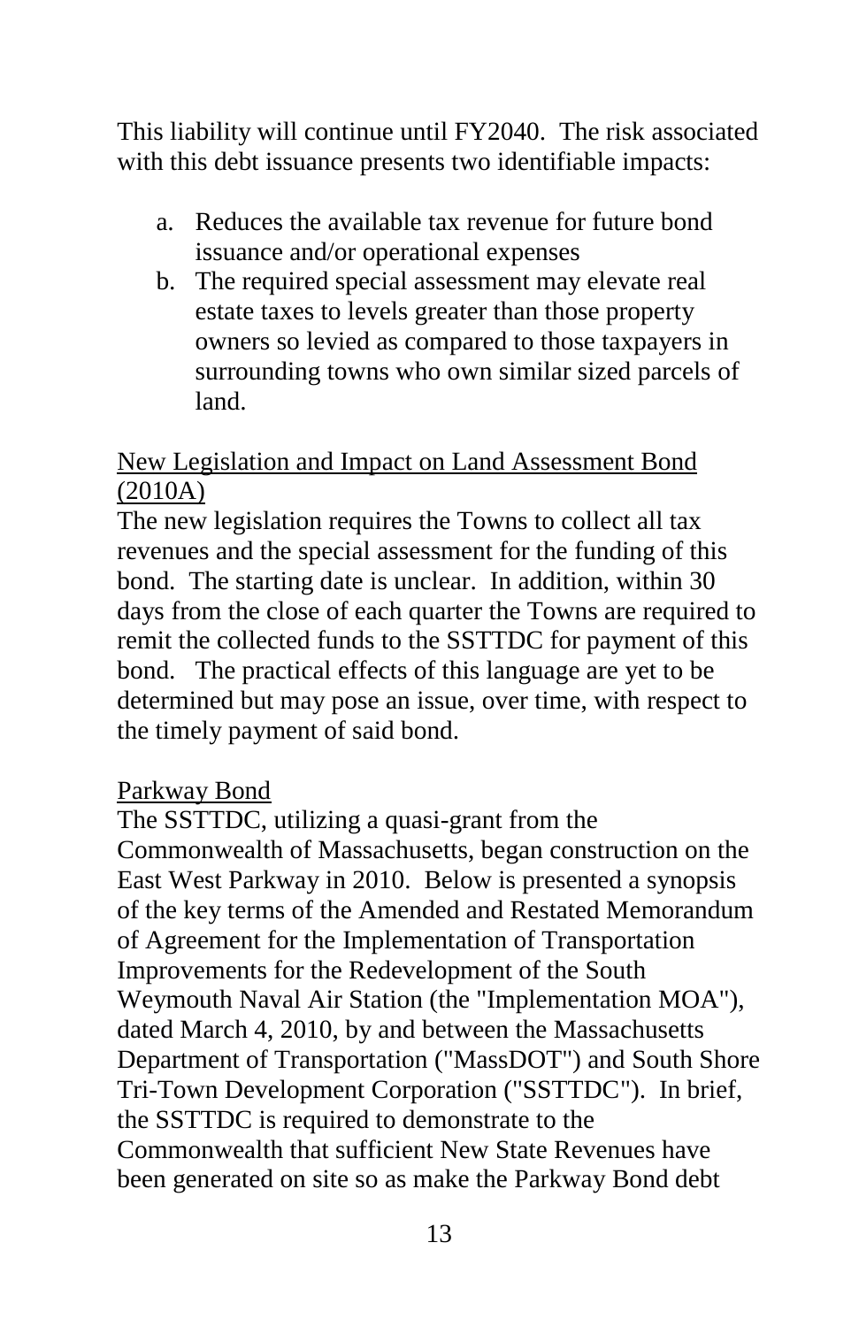This liability will continue until FY2040. The risk associated with this debt issuance presents two identifiable impacts:

a. Reduces the available tax revenue for future bond issuance and/or operational expenses
b. The required special assessment may elevate real estate taxes to levels greater than those property owners so levied as compared to those taxpayers in surrounding towns who own similar sized parcels of land.

<u>New Legislation and Impact on Land Assessment Bond (2010A)</u>

The new legislation requires the Towns to collect all tax revenues and the special assessment for the funding of this bond. The starting date is unclear. In addition, within 30 days from the close of each quarter the Towns are required to remit the collected funds to the SSTTDC for payment of this bond. The practical effects of this language are yet to be determined but may pose an issue, over time, with respect to the timely payment of said bond.

<u>Parkway Bond</u>

The SSTTDC, utilizing a quasi-grant from the Commonwealth of Massachusetts, began construction on the East West Parkway in 2010. Below is presented a synopsis of the key terms of the Amended and Restated Memorandum of Agreement for the Implementation of Transportation Improvements for the Redevelopment of the South Weymouth Naval Air Station (the "Implementation MOA"), dated March 4, 2010, by and between the Massachusetts Department of Transportation ("MassDOT") and South Shore Tri-Town Development Corporation ("SSTTDC"). In brief, the SSTTDC is required to demonstrate to the Commonwealth that sufficient New State Revenues have been generated on site so as make the Parkway Bond debt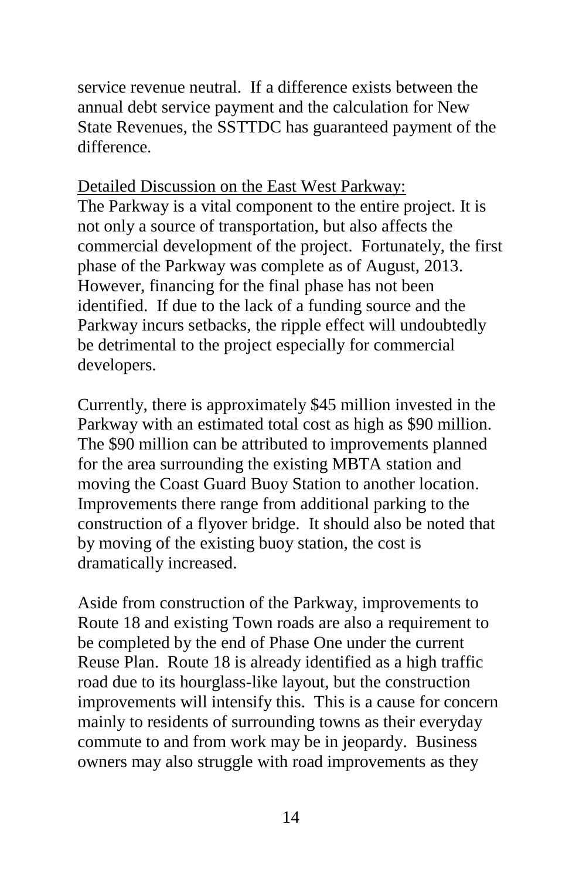service revenue neutral. If a difference exists between the annual debt service payment and the calculation for New State Revenues, the SSTTDC has guaranteed payment of the difference.

<u>Detailed Discussion on the East West Parkway:</u>

The Parkway is a vital component to the entire project. It is not only a source of transportation, but also affects the commercial development of the project. Fortunately, the first phase of the Parkway was complete as of August, 2013. However, financing for the final phase has not been identified. If due to the lack of a funding source and the Parkway incurs setbacks, the ripple effect will undoubtedly be detrimental to the project especially for commercial developers.

Currently, there is approximately $45 million invested in the Parkway with an estimated total cost as high as $90 million. The $90 million can be attributed to improvements planned for the area surrounding the existing MBTA station and moving the Coast Guard Buoy Station to another location. Improvements there range from additional parking to the construction of a flyover bridge. It should also be noted that by moving of the existing buoy station, the cost is dramatically increased.

Aside from construction of the Parkway, improvements to Route 18 and existing Town roads are also a requirement to be completed by the end of Phase One under the current Reuse Plan. Route 18 is already identified as a high traffic road due to its hourglass-like layout, but the construction improvements will intensify this. This is a cause for concern mainly to residents of surrounding towns as their everyday commute to and from work may be in jeopardy. Business owners may also struggle with road improvements as they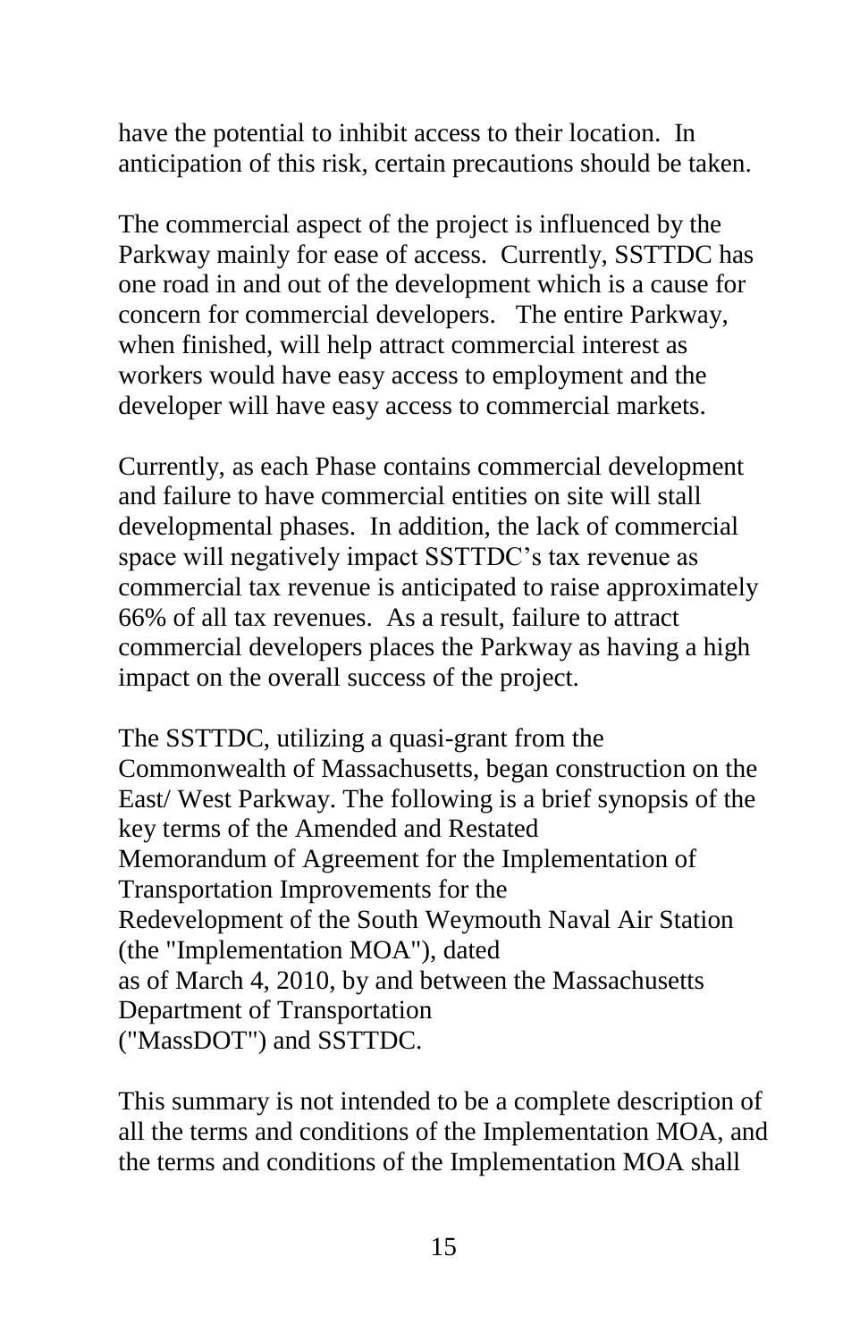have the potential to inhibit access to their location. In anticipation of this risk, certain precautions should be taken.

The commercial aspect of the project is influenced by the Parkway mainly for ease of access. Currently, SSTTDC has one road in and out of the development which is a cause for concern for commercial developers. The entire Parkway, when finished, will help attract commercial interest as workers would have easy access to employment and the developer will have easy access to commercial markets.

Currently, as each Phase contains commercial development and failure to have commercial entities on site will stall developmental phases. In addition, the lack of commercial space will negatively impact SSTTDC's tax revenue as commercial tax revenue is anticipated to raise approximately 66% of all tax revenues. As a result, failure to attract commercial developers places the Parkway as having a high impact on the overall success of the project.

The SSTTDC, utilizing a quasi-grant from the Commonwealth of Massachusetts, began construction on the East/ West Parkway. The following is a brief synopsis of the key terms of the Amended and Restated Memorandum of Agreement for the Implementation of Transportation Improvements for the Redevelopment of the South Weymouth Naval Air Station (the "Implementation MOA"), dated as of March 4, 2010, by and between the Massachusetts Department of Transportation ("MassDOT") and SSTTDC.

This summary is not intended to be a complete description of all the terms and conditions of the Implementation MOA, and the terms and conditions of the Implementation MOA shall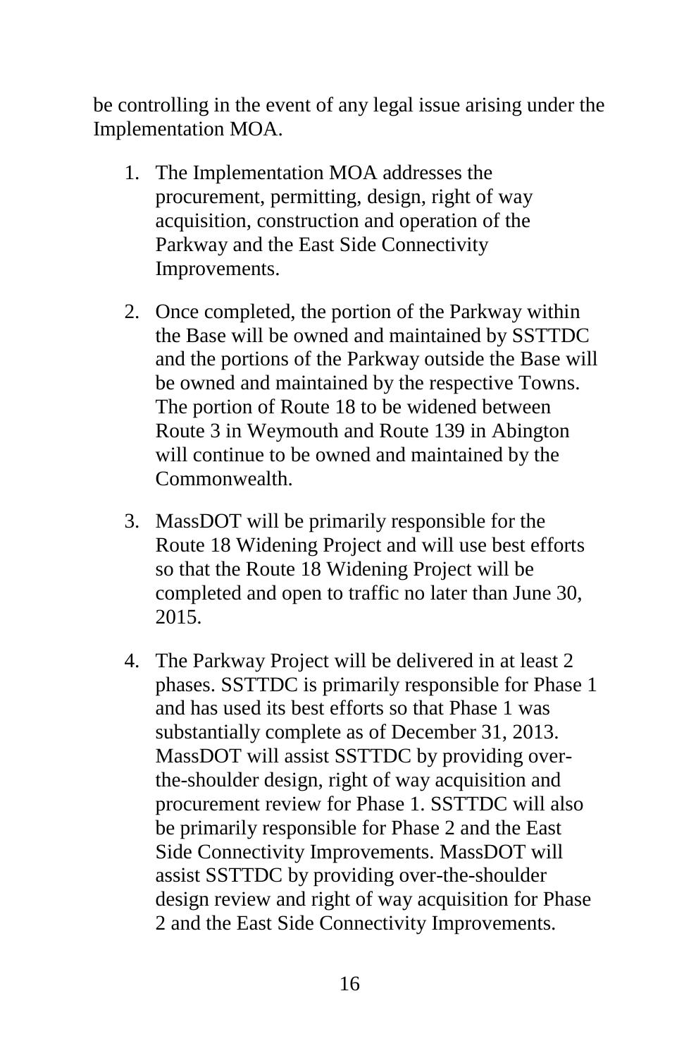be controlling in the event of any legal issue arising under the Implementation MOA.

1. The Implementation MOA addresses the procurement, permitting, design, right of way acquisition, construction and operation of the Parkway and the East Side Connectivity Improvements.

2. Once completed, the portion of the Parkway within the Base will be owned and maintained by SSTTDC and the portions of the Parkway outside the Base will be owned and maintained by the respective Towns. The portion of Route 18 to be widened between Route 3 in Weymouth and Route 139 in Abington will continue to be owned and maintained by the Commonwealth.

3. MassDOT will be primarily responsible for the Route 18 Widening Project and will use best efforts so that the Route 18 Widening Project will be completed and open to traffic no later than June 30, 2015.

4. The Parkway Project will be delivered in at least 2 phases. SSTTDC is primarily responsible for Phase 1 and has used its best efforts so that Phase 1 was substantially complete as of December 31, 2013. MassDOT will assist SSTTDC by providing over-the-shoulder design, right of way acquisition and procurement review for Phase 1. SSTTDC will also be primarily responsible for Phase 2 and the East Side Connectivity Improvements. MassDOT will assist SSTTDC by providing over-the-shoulder design review and right of way acquisition for Phase 2 and the East Side Connectivity Improvements.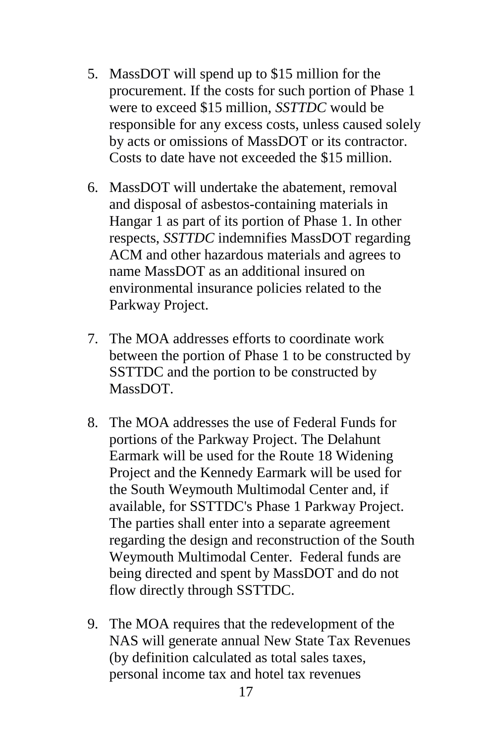5. MassDOT will spend up to $15 million for the procurement. If the costs for such portion of Phase 1 were to exceed $15 million, *SSTTDC* would be responsible for any excess costs, unless caused solely by acts or omissions of MassDOT or its contractor. Costs to date have not exceeded the $15 million.

6. MassDOT will undertake the abatement, removal and disposal of asbestos-containing materials in Hangar 1 as part of its portion of Phase 1. In other respects, *SSTTDC* indemnifies MassDOT regarding ACM and other hazardous materials and agrees to name MassDOT as an additional insured on environmental insurance policies related to the Parkway Project.

7. The MOA addresses efforts to coordinate work between the portion of Phase 1 to be constructed by SSTTDC and the portion to be constructed by MassDOT.

8. The MOA addresses the use of Federal Funds for portions of the Parkway Project. The Delahunt Earmark will be used for the Route 18 Widening Project and the Kennedy Earmark will be used for the South Weymouth Multimodal Center and, if available, for SSTTDC's Phase 1 Parkway Project. The parties shall enter into a separate agreement regarding the design and reconstruction of the South Weymouth Multimodal Center. Federal funds are being directed and spent by MassDOT and do not flow directly through SSTTDC.

9. The MOA requires that the redevelopment of the NAS will generate annual New State Tax Revenues (by definition calculated as total sales taxes, personal income tax and hotel tax revenues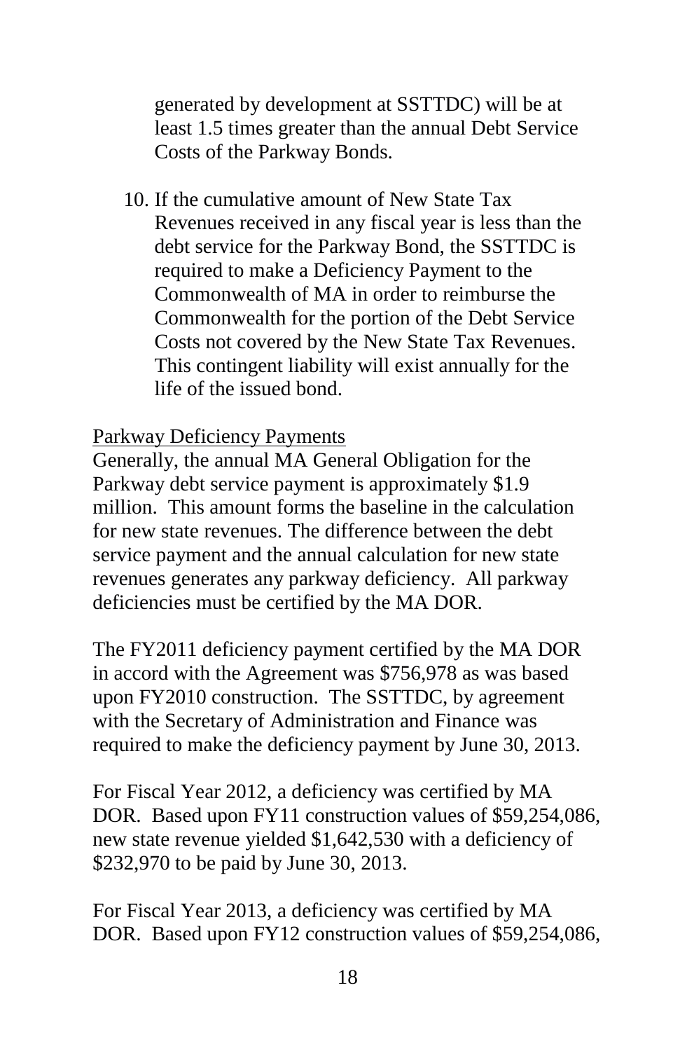generated by development at SSTTDC) will be at least 1.5 times greater than the annual Debt Service Costs of the Parkway Bonds.

10. If the cumulative amount of New State Tax Revenues received in any fiscal year is less than the debt service for the Parkway Bond, the SSTTDC is required to make a Deficiency Payment to the Commonwealth of MA in order to reimburse the Commonwealth for the portion of the Debt Service Costs not covered by the New State Tax Revenues. This contingent liability will exist annually for the life of the issued bond.

Parkway Deficiency Payments

Generally, the annual MA General Obligation for the Parkway debt service payment is approximately $1.9 million. This amount forms the baseline in the calculation for new state revenues. The difference between the debt service payment and the annual calculation for new state revenues generates any parkway deficiency. All parkway deficiencies must be certified by the MA DOR.

The FY2011 deficiency payment certified by the MA DOR in accord with the Agreement was $756,978 as was based upon FY2010 construction. The SSTTDC, by agreement with the Secretary of Administration and Finance was required to make the deficiency payment by June 30, 2013.

For Fiscal Year 2012, a deficiency was certified by MA DOR. Based upon FY11 construction values of $59,254,086, new state revenue yielded $1,642,530 with a deficiency of $232,970 to be paid by June 30, 2013.

For Fiscal Year 2013, a deficiency was certified by MA DOR. Based upon FY12 construction values of $59,254,086,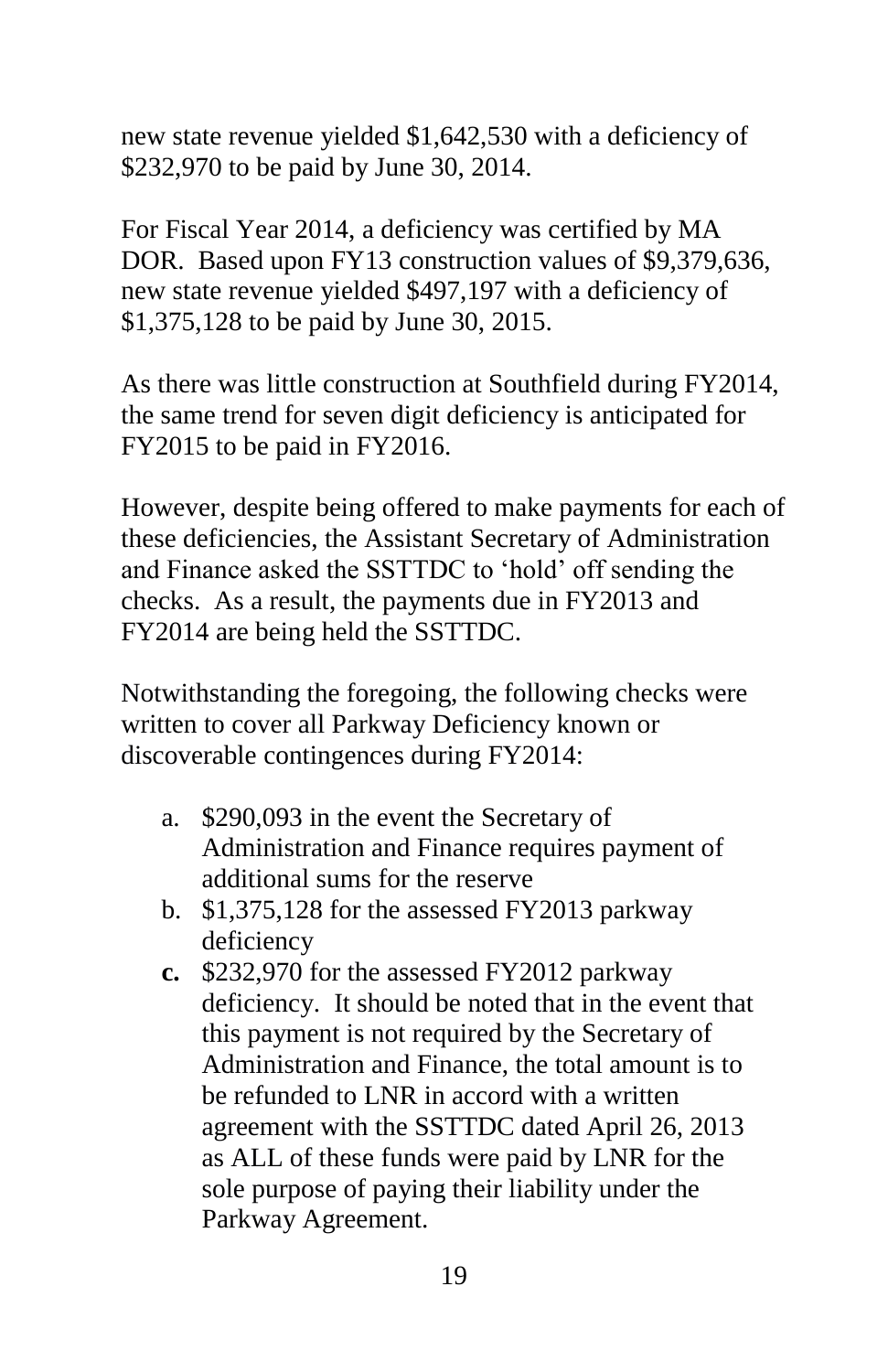new state revenue yielded $1,642,530 with a deficiency of $232,970 to be paid by June 30, 2014.

For Fiscal Year 2014, a deficiency was certified by MA DOR. Based upon FY13 construction values of $9,379,636, new state revenue yielded $497,197 with a deficiency of $1,375,128 to be paid by June 30, 2015.

As there was little construction at Southfield during FY2014, the same trend for seven digit deficiency is anticipated for FY2015 to be paid in FY2016.

However, despite being offered to make payments for each of these deficiencies, the Assistant Secretary of Administration and Finance asked the SSTTDC to 'hold' off sending the checks. As a result, the payments due in FY2013 and FY2014 are being held the SSTTDC.

Notwithstanding the foregoing, the following checks were written to cover all Parkway Deficiency known or discoverable contingences during FY2014:

a. $290,093 in the event the Secretary of Administration and Finance requires payment of additional sums for the reserve
b. $1,375,128 for the assessed FY2013 parkway deficiency
c. $232,970 for the assessed FY2012 parkway deficiency. It should be noted that in the event that this payment is not required by the Secretary of Administration and Finance, the total amount is to be refunded to LNR in accord with a written agreement with the SSTTDC dated April 26, 2013 as ALL of these funds were paid by LNR for the sole purpose of paying their liability under the Parkway Agreement.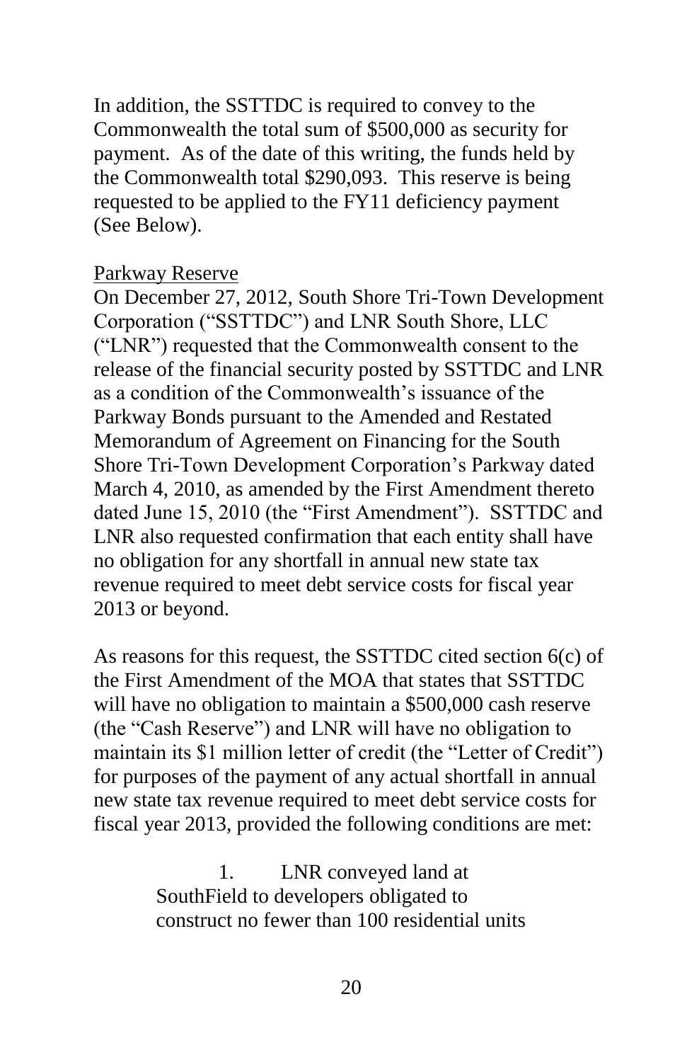In addition, the SSTTDC is required to convey to the Commonwealth the total sum of $500,000 as security for payment. As of the date of this writing, the funds held by the Commonwealth total $290,093. This reserve is being requested to be applied to the FY11 deficiency payment (See Below).

<u>Parkway Reserve</u>

On December 27, 2012, South Shore Tri-Town Development Corporation ("SSTTDC") and LNR South Shore, LLC ("LNR") requested that the Commonwealth consent to the release of the financial security posted by SSTTDC and LNR as a condition of the Commonwealth's issuance of the Parkway Bonds pursuant to the Amended and Restated Memorandum of Agreement on Financing for the South Shore Tri-Town Development Corporation's Parkway dated March 4, 2010, as amended by the First Amendment thereto dated June 15, 2010 (the "First Amendment"). SSTTDC and LNR also requested confirmation that each entity shall have no obligation for any shortfall in annual new state tax revenue required to meet debt service costs for fiscal year 2013 or beyond.

As reasons for this request, the SSTTDC cited section 6(c) of the First Amendment of the MOA that states that SSTTDC will have no obligation to maintain a $500,000 cash reserve (the "Cash Reserve") and LNR will have no obligation to maintain its $1 million letter of credit (the "Letter of Credit") for purposes of the payment of any actual shortfall in annual new state tax revenue required to meet debt service costs for fiscal year 2013, provided the following conditions are met:

1. LNR conveyed land at SouthField to developers obligated to construct no fewer than 100 residential units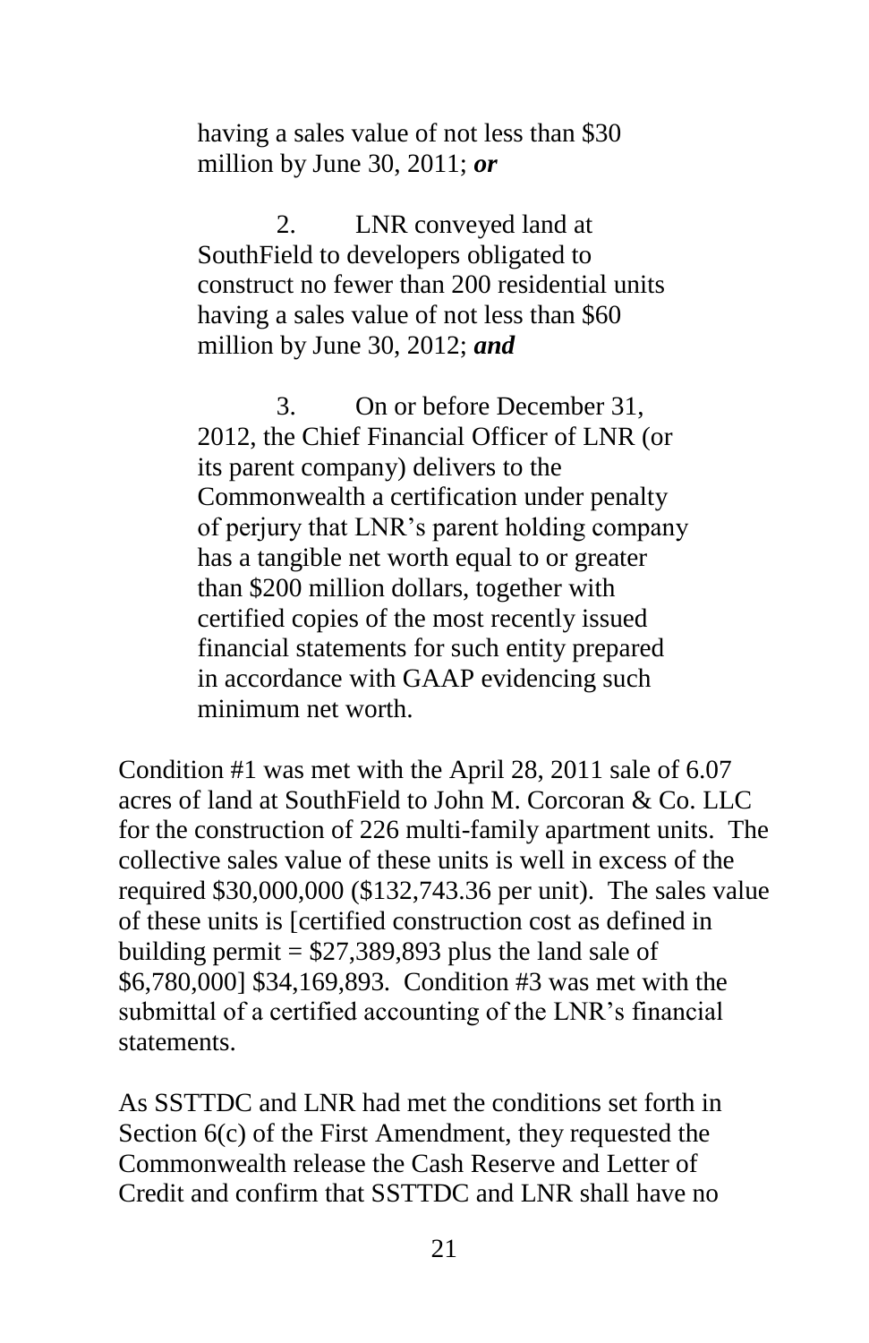> having a sales value of not less than $30 million by June 30, 2011; ***or***
>
> 2. LNR conveyed land at SouthField to developers obligated to construct no fewer than 200 residential units having a sales value of not less than $60 million by June 30, 2012; ***and***
>
> 3. On or before December 31, 2012, the Chief Financial Officer of LNR (or its parent company) delivers to the Commonwealth a certification under penalty of perjury that LNR's parent holding company has a tangible net worth equal to or greater than $200 million dollars, together with certified copies of the most recently issued financial statements for such entity prepared in accordance with GAAP evidencing such minimum net worth.

Condition #1 was met with the April 28, 2011 sale of 6.07 acres of land at SouthField to John M. Corcoran & Co. LLC for the construction of 226 multi-family apartment units. The collective sales value of these units is well in excess of the required $30,000,000 ($132,743.36 per unit). The sales value of these units is [certified construction cost as defined in building permit = $27,389,893 plus the land sale of $6,780,000] $34,169,893. Condition #3 was met with the submittal of a certified accounting of the LNR's financial statements.

As SSTTDC and LNR had met the conditions set forth in Section 6(c) of the First Amendment, they requested the Commonwealth release the Cash Reserve and Letter of Credit and confirm that SSTTDC and LNR shall have no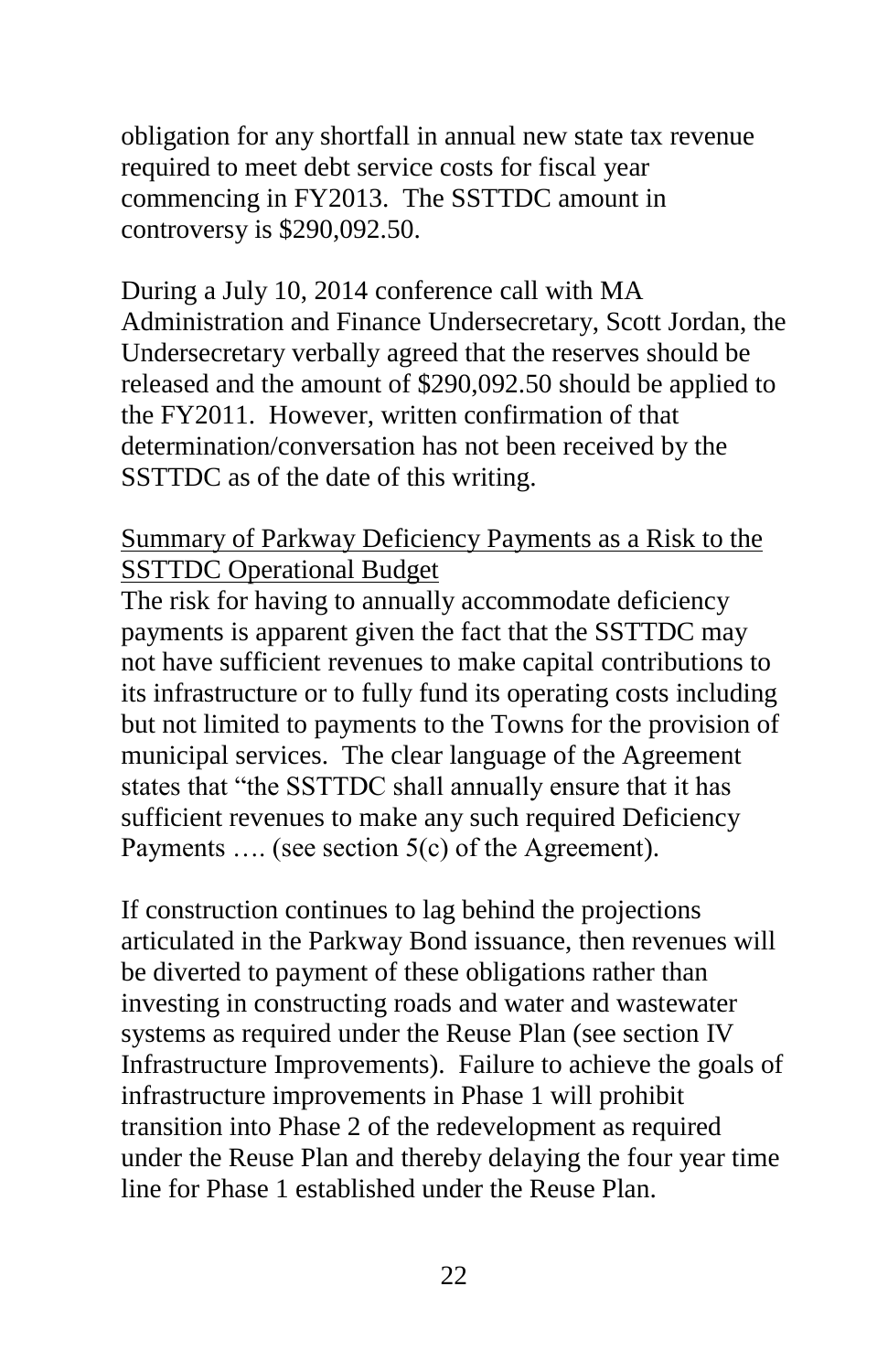obligation for any shortfall in annual new state tax revenue required to meet debt service costs for fiscal year commencing in FY2013. The SSTTDC amount in controversy is $290,092.50.

During a July 10, 2014 conference call with MA Administration and Finance Undersecretary, Scott Jordan, the Undersecretary verbally agreed that the reserves should be released and the amount of $290,092.50 should be applied to the FY2011. However, written confirmation of that determination/conversation has not been received by the SSTTDC as of the date of this writing.

<u>Summary of Parkway Deficiency Payments as a Risk to the SSTTDC Operational Budget</u>

The risk for having to annually accommodate deficiency payments is apparent given the fact that the SSTTDC may not have sufficient revenues to make capital contributions to its infrastructure or to fully fund its operating costs including but not limited to payments to the Towns for the provision of municipal services. The clear language of the Agreement states that "the SSTTDC shall annually ensure that it has sufficient revenues to make any such required Deficiency Payments …. (see section 5(c) of the Agreement).

If construction continues to lag behind the projections articulated in the Parkway Bond issuance, then revenues will be diverted to payment of these obligations rather than investing in constructing roads and water and wastewater systems as required under the Reuse Plan (see section IV Infrastructure Improvements). Failure to achieve the goals of infrastructure improvements in Phase 1 will prohibit transition into Phase 2 of the redevelopment as required under the Reuse Plan and thereby delaying the four year time line for Phase 1 established under the Reuse Plan.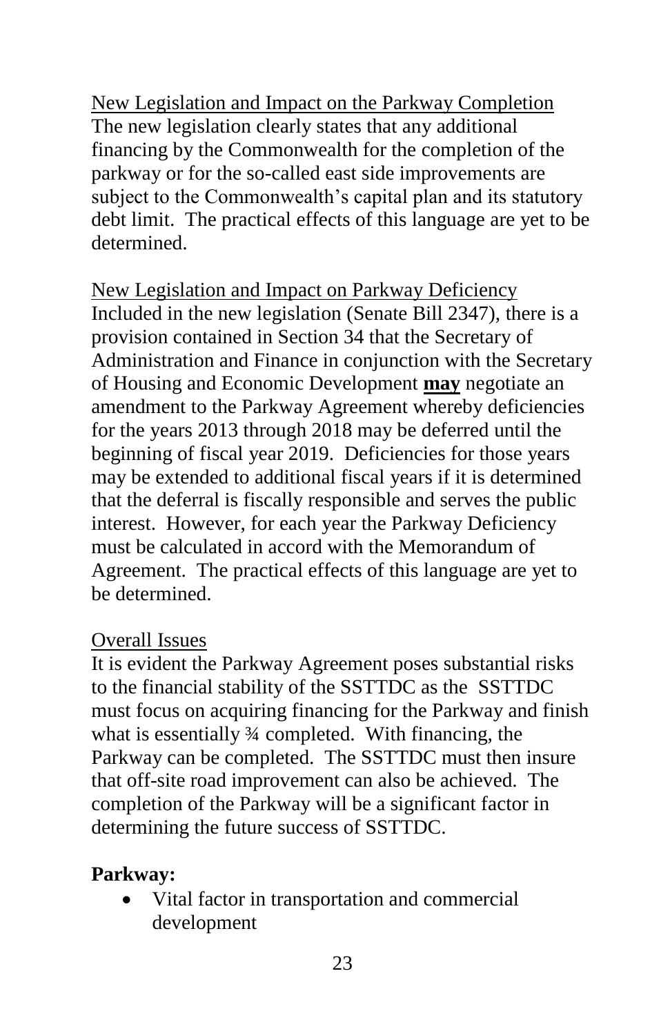New Legislation and Impact on the Parkway Completion

The new legislation clearly states that any additional financing by the Commonwealth for the completion of the parkway or for the so-called east side improvements are subject to the Commonwealth's capital plan and its statutory debt limit. The practical effects of this language are yet to be determined.

New Legislation and Impact on Parkway Deficiency

Included in the new legislation (Senate Bill 2347), there is a provision contained in Section 34 that the Secretary of Administration and Finance in conjunction with the Secretary of Housing and Economic Development **may** negotiate an amendment to the Parkway Agreement whereby deficiencies for the years 2013 through 2018 may be deferred until the beginning of fiscal year 2019. Deficiencies for those years may be extended to additional fiscal years if it is determined that the deferral is fiscally responsible and serves the public interest. However, for each year the Parkway Deficiency must be calculated in accord with the Memorandum of Agreement. The practical effects of this language are yet to be determined.

Overall Issues

It is evident the Parkway Agreement poses substantial risks to the financial stability of the SSTTDC as the SSTTDC must focus on acquiring financing for the Parkway and finish what is essentially ¾ completed. With financing, the Parkway can be completed. The SSTTDC must then insure that off-site road improvement can also be achieved. The completion of the Parkway will be a significant factor in determining the future success of SSTTDC.

**Parkway:**

- Vital factor in transportation and commercial development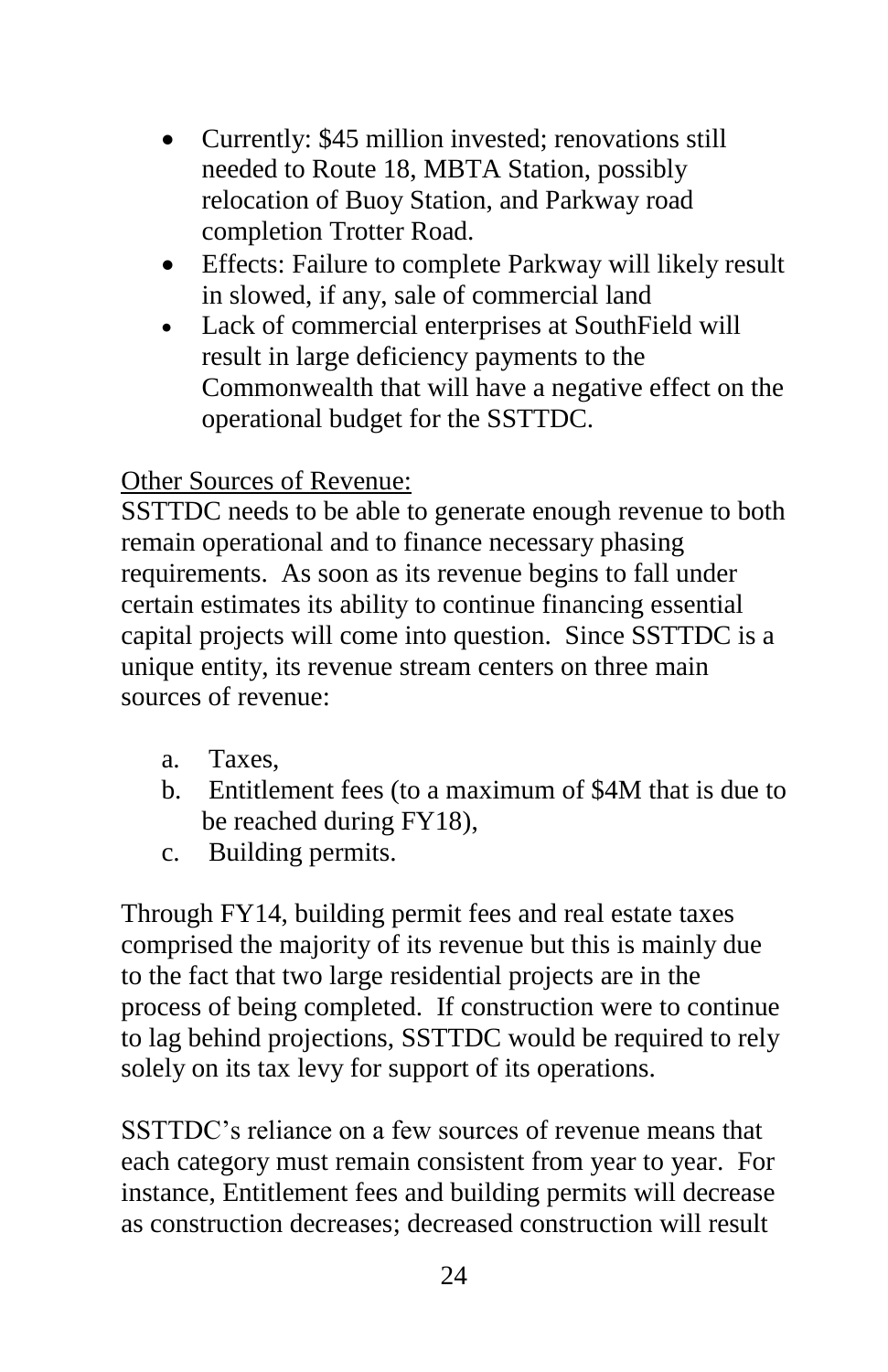- Currently: $45 million invested; renovations still needed to Route 18, MBTA Station, possibly relocation of Buoy Station, and Parkway road completion Trotter Road.
- Effects: Failure to complete Parkway will likely result in slowed, if any, sale of commercial land
- Lack of commercial enterprises at SouthField will result in large deficiency payments to the Commonwealth that will have a negative effect on the operational budget for the SSTTDC.

Other Sources of Revenue:

SSTTDC needs to be able to generate enough revenue to both remain operational and to finance necessary phasing requirements. As soon as its revenue begins to fall under certain estimates its ability to continue financing essential capital projects will come into question. Since SSTTDC is a unique entity, its revenue stream centers on three main sources of revenue:

a. Taxes,
b. Entitlement fees (to a maximum of $4M that is due to be reached during FY18),
c. Building permits.

Through FY14, building permit fees and real estate taxes comprised the majority of its revenue but this is mainly due to the fact that two large residential projects are in the process of being completed. If construction were to continue to lag behind projections, SSTTDC would be required to rely solely on its tax levy for support of its operations.

SSTTDC's reliance on a few sources of revenue means that each category must remain consistent from year to year. For instance, Entitlement fees and building permits will decrease as construction decreases; decreased construction will result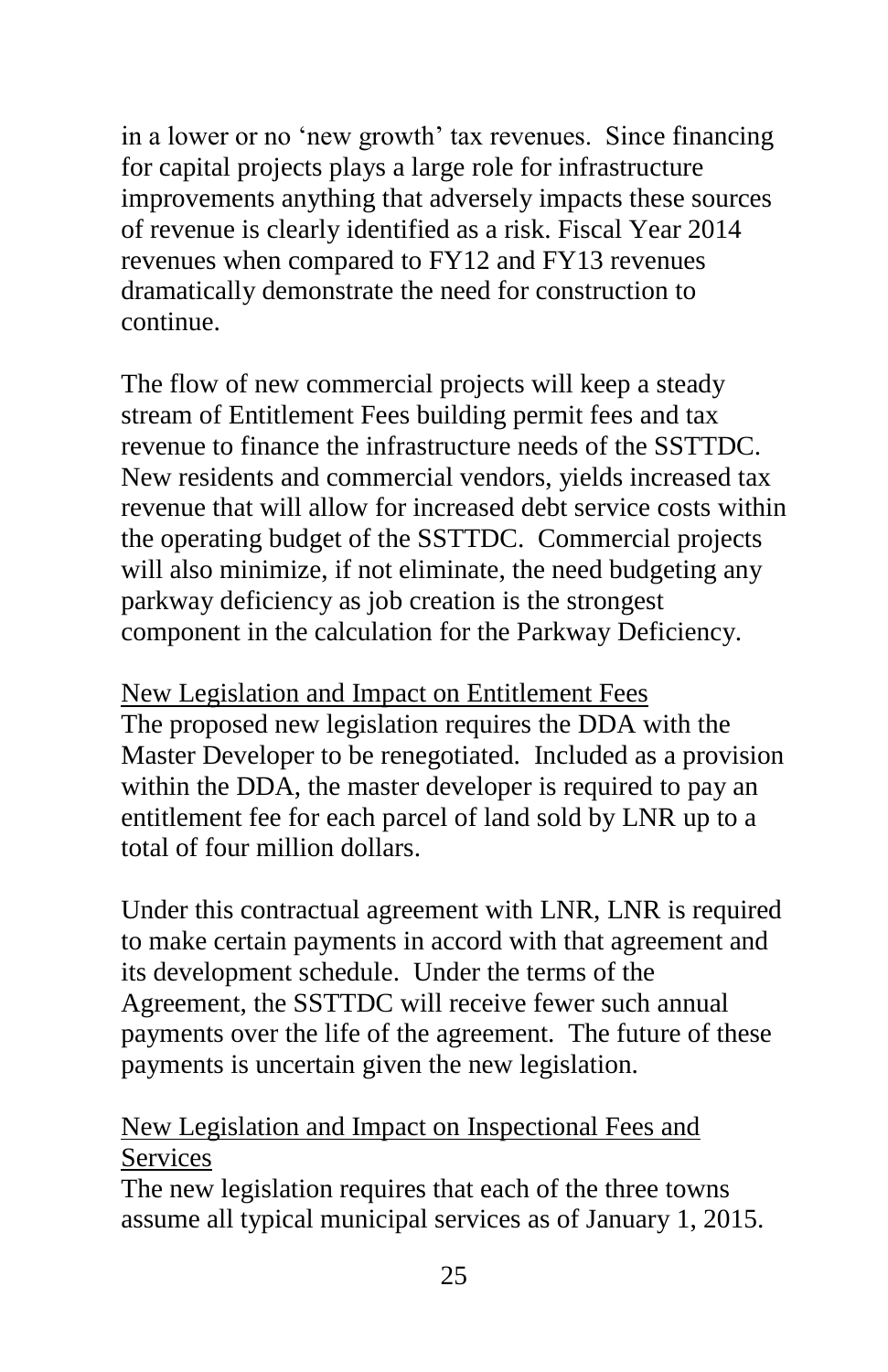in a lower or no 'new growth' tax revenues. Since financing for capital projects plays a large role for infrastructure improvements anything that adversely impacts these sources of revenue is clearly identified as a risk. Fiscal Year 2014 revenues when compared to FY12 and FY13 revenues dramatically demonstrate the need for construction to continue.

The flow of new commercial projects will keep a steady stream of Entitlement Fees building permit fees and tax revenue to finance the infrastructure needs of the SSTTDC. New residents and commercial vendors, yields increased tax revenue that will allow for increased debt service costs within the operating budget of the SSTTDC. Commercial projects will also minimize, if not eliminate, the need budgeting any parkway deficiency as job creation is the strongest component in the calculation for the Parkway Deficiency.

<u>New Legislation and Impact on Entitlement Fees</u>

The proposed new legislation requires the DDA with the Master Developer to be renegotiated. Included as a provision within the DDA, the master developer is required to pay an entitlement fee for each parcel of land sold by LNR up to a total of four million dollars.

Under this contractual agreement with LNR, LNR is required to make certain payments in accord with that agreement and its development schedule. Under the terms of the Agreement, the SSTTDC will receive fewer such annual payments over the life of the agreement. The future of these payments is uncertain given the new legislation.

<u>New Legislation and Impact on Inspectional Fees and Services</u>

The new legislation requires that each of the three towns assume all typical municipal services as of January 1, 2015.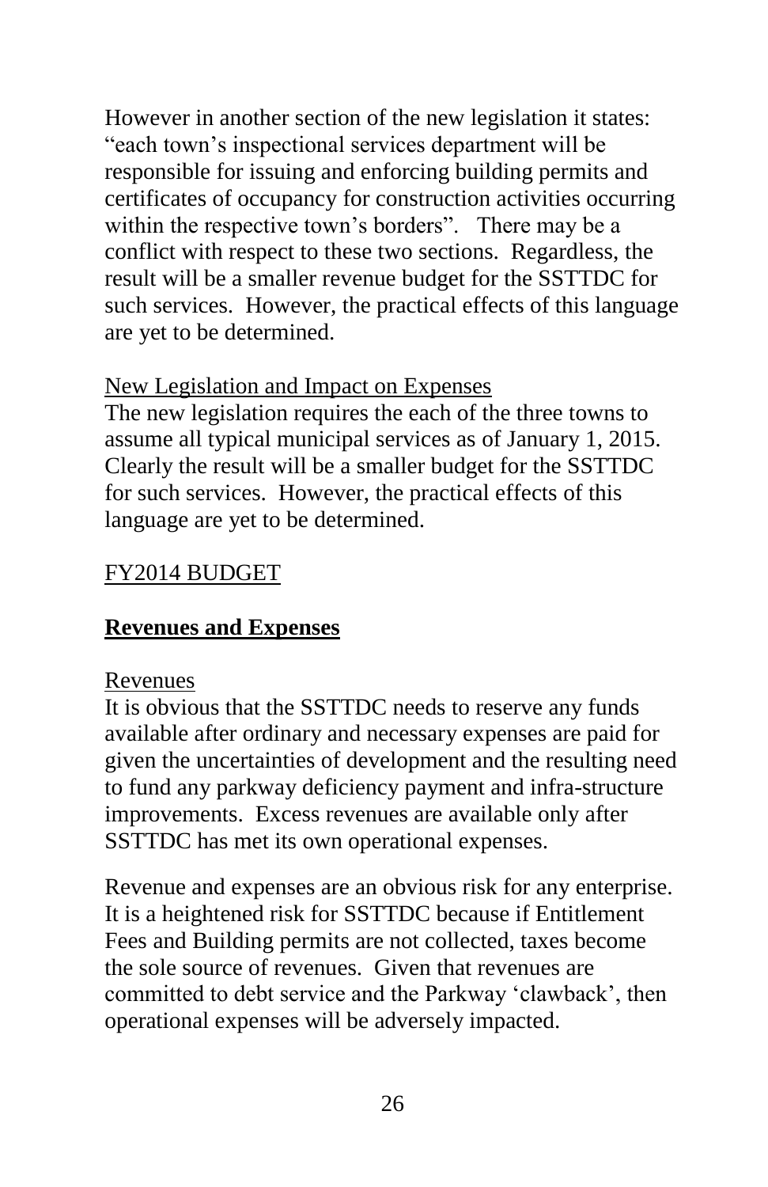However in another section of the new legislation it states: "each town's inspectional services department will be responsible for issuing and enforcing building permits and certificates of occupancy for construction activities occurring within the respective town's borders". There may be a conflict with respect to these two sections. Regardless, the result will be a smaller revenue budget for the SSTTDC for such services. However, the practical effects of this language are yet to be determined.

<u>New Legislation and Impact on Expenses</u>

The new legislation requires the each of the three towns to assume all typical municipal services as of January 1, 2015. Clearly the result will be a smaller budget for the SSTTDC for such services. However, the practical effects of this language are yet to be determined.

<u>FY2014 BUDGET</u>

## <u>**Revenues and Expenses**</u>

<u>Revenues</u>

It is obvious that the SSTTDC needs to reserve any funds available after ordinary and necessary expenses are paid for given the uncertainties of development and the resulting need to fund any parkway deficiency payment and infra-structure improvements. Excess revenues are available only after SSTTDC has met its own operational expenses.

Revenue and expenses are an obvious risk for any enterprise. It is a heightened risk for SSTTDC because if Entitlement Fees and Building permits are not collected, taxes become the sole source of revenues. Given that revenues are committed to debt service and the Parkway 'clawback', then operational expenses will be adversely impacted.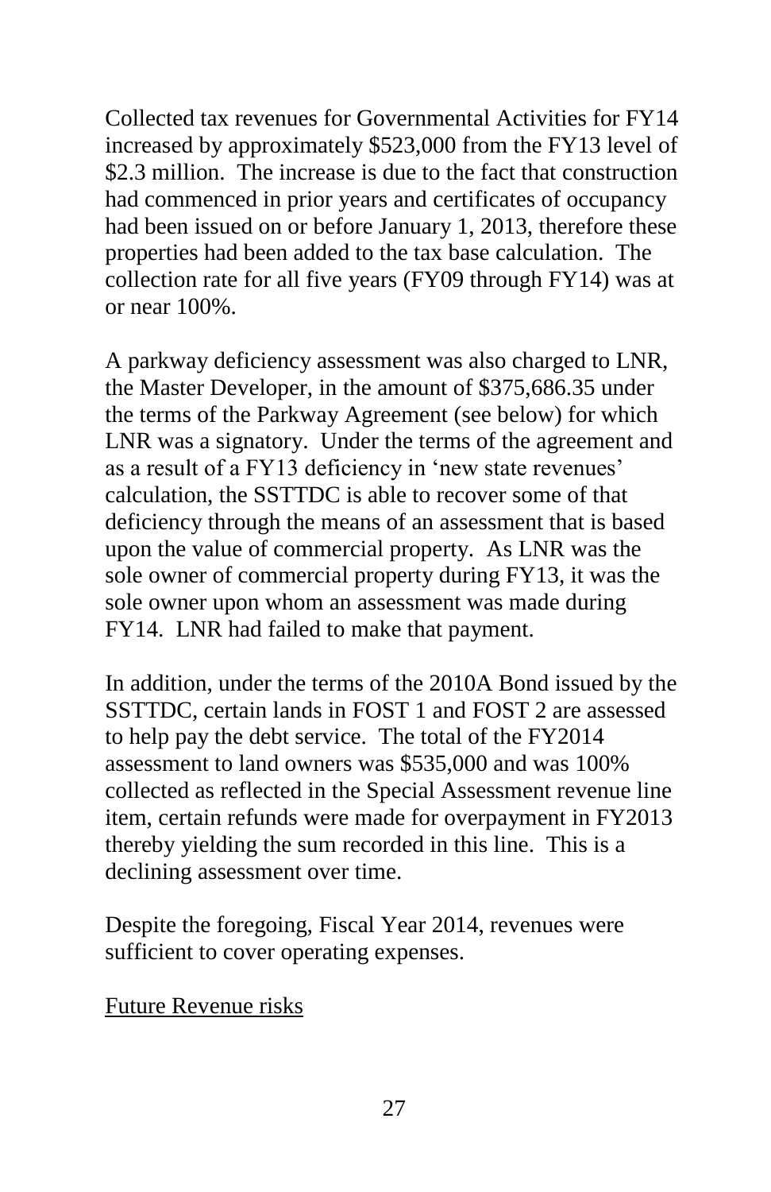Collected tax revenues for Governmental Activities for FY14 increased by approximately $523,000 from the FY13 level of $2.3 million. The increase is due to the fact that construction had commenced in prior years and certificates of occupancy had been issued on or before January 1, 2013, therefore these properties had been added to the tax base calculation. The collection rate for all five years (FY09 through FY14) was at or near 100%.

A parkway deficiency assessment was also charged to LNR, the Master Developer, in the amount of $375,686.35 under the terms of the Parkway Agreement (see below) for which LNR was a signatory. Under the terms of the agreement and as a result of a FY13 deficiency in 'new state revenues' calculation, the SSTTDC is able to recover some of that deficiency through the means of an assessment that is based upon the value of commercial property. As LNR was the sole owner of commercial property during FY13, it was the sole owner upon whom an assessment was made during FY14. LNR had failed to make that payment.

In addition, under the terms of the 2010A Bond issued by the SSTTDC, certain lands in FOST 1 and FOST 2 are assessed to help pay the debt service. The total of the FY2014 assessment to land owners was $535,000 and was 100% collected as reflected in the Special Assessment revenue line item, certain refunds were made for overpayment in FY2013 thereby yielding the sum recorded in this line. This is a declining assessment over time.

Despite the foregoing, Fiscal Year 2014, revenues were sufficient to cover operating expenses.

<u>Future Revenue risks</u>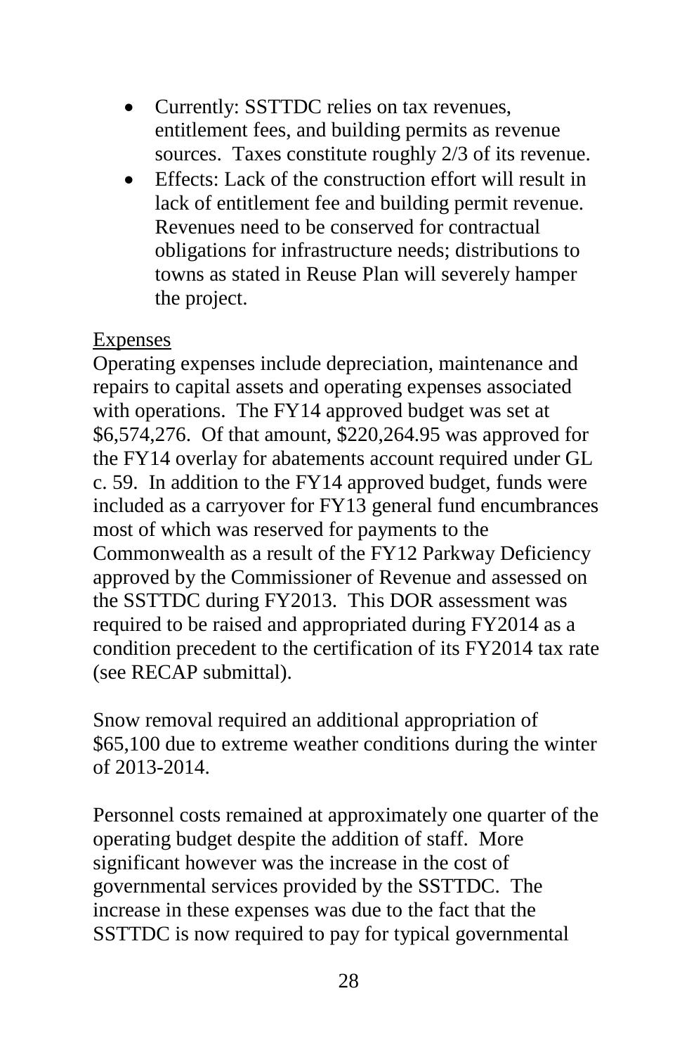- Currently: SSTTDC relies on tax revenues, entitlement fees, and building permits as revenue sources. Taxes constitute roughly 2/3 of its revenue.
- Effects: Lack of the construction effort will result in lack of entitlement fee and building permit revenue. Revenues need to be conserved for contractual obligations for infrastructure needs; distributions to towns as stated in Reuse Plan will severely hamper the project.

<u>Expenses</u>

Operating expenses include depreciation, maintenance and repairs to capital assets and operating expenses associated with operations. The FY14 approved budget was set at $6,574,276. Of that amount, $220,264.95 was approved for the FY14 overlay for abatements account required under GL c. 59. In addition to the FY14 approved budget, funds were included as a carryover for FY13 general fund encumbrances most of which was reserved for payments to the Commonwealth as a result of the FY12 Parkway Deficiency approved by the Commissioner of Revenue and assessed on the SSTTDC during FY2013. This DOR assessment was required to be raised and appropriated during FY2014 as a condition precedent to the certification of its FY2014 tax rate (see RECAP submittal).

Snow removal required an additional appropriation of $65,100 due to extreme weather conditions during the winter of 2013-2014.

Personnel costs remained at approximately one quarter of the operating budget despite the addition of staff. More significant however was the increase in the cost of governmental services provided by the SSTTDC. The increase in these expenses was due to the fact that the SSTTDC is now required to pay for typical governmental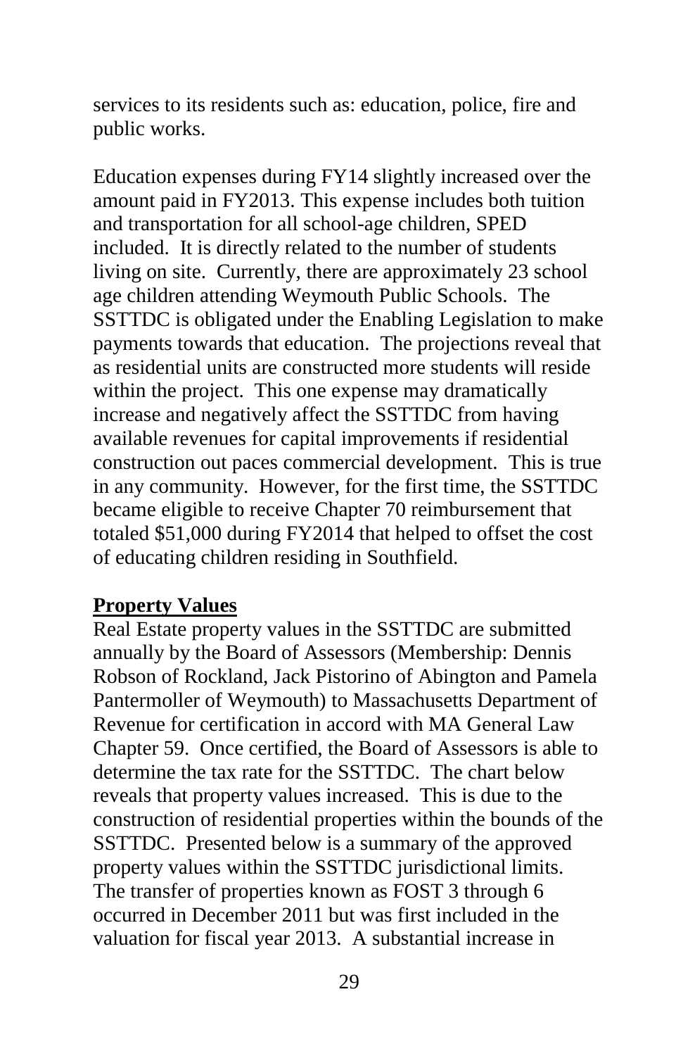services to its residents such as: education, police, fire and public works.

Education expenses during FY14 slightly increased over the amount paid in FY2013. This expense includes both tuition and transportation for all school-age children, SPED included. It is directly related to the number of students living on site. Currently, there are approximately 23 school age children attending Weymouth Public Schools. The SSTTDC is obligated under the Enabling Legislation to make payments towards that education. The projections reveal that as residential units are constructed more students will reside within the project. This one expense may dramatically increase and negatively affect the SSTTDC from having available revenues for capital improvements if residential construction out paces commercial development. This is true in any community. However, for the first time, the SSTTDC became eligible to receive Chapter 70 reimbursement that totaled $51,000 during FY2014 that helped to offset the cost of educating children residing in Southfield.

**Property Values**

Real Estate property values in the SSTTDC are submitted annually by the Board of Assessors (Membership: Dennis Robson of Rockland, Jack Pistorino of Abington and Pamela Pantermoller of Weymouth) to Massachusetts Department of Revenue for certification in accord with MA General Law Chapter 59. Once certified, the Board of Assessors is able to determine the tax rate for the SSTTDC. The chart below reveals that property values increased. This is due to the construction of residential properties within the bounds of the SSTTDC. Presented below is a summary of the approved property values within the SSTTDC jurisdictional limits. The transfer of properties known as FOST 3 through 6 occurred in December 2011 but was first included in the valuation for fiscal year 2013. A substantial increase in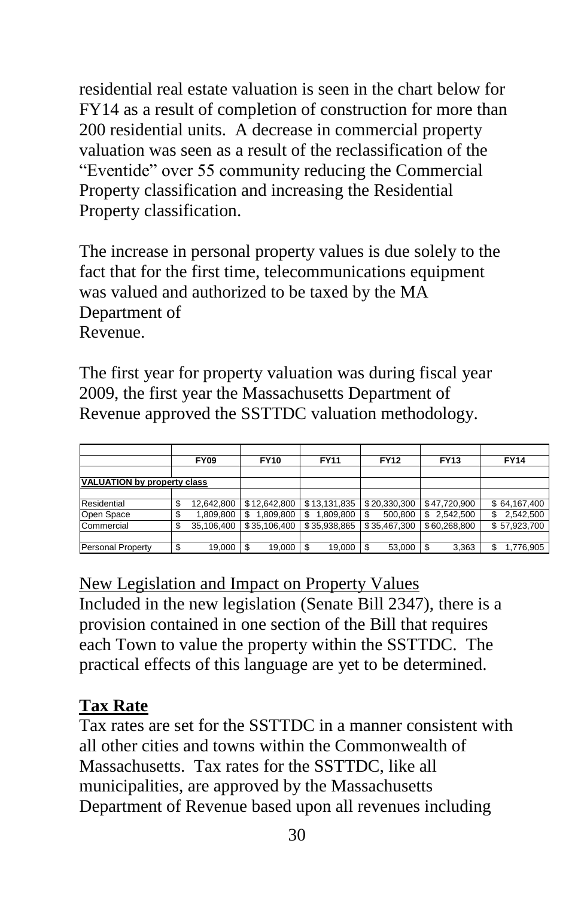residential real estate valuation is seen in the chart below for FY14 as a result of completion of construction for more than 200 residential units. A decrease in commercial property valuation was seen as a result of the reclassification of the "Eventide" over 55 community reducing the Commercial Property classification and increasing the Residential Property classification.

The increase in personal property values is due solely to the fact that for the first time, telecommunications equipment was valued and authorized to be taxed by the MA Department of Revenue.

The first year for property valuation was during fiscal year 2009, the first year the Massachusetts Department of Revenue approved the SSTTDC valuation methodology.

| | FY09 | FY10 | FY11 | FY12 | FY13 | FY14 |
|---|---|---|---|---|---|---|
| **VALUATION by property class** | | | | | | |
| Residential | $ 12,642,800 | $ 12,642,800 | $ 13,131,835 | $ 20,330,300 | $ 47,720,900 | $ 64,167,400 |
| Open Space | $ 1,809,800 | $ 1,809,800 | $ 1,809,800 | $ 500,800 | $ 2,542,500 | $ 2,542,500 |
| Commercial | $ 35,106,400 | $ 35,106,400 | $ 35,938,865 | $ 35,467,300 | $ 60,268,800 | $ 57,923,700 |
| Personal Property | $ 19,000 | $ 19,000 | $ 19,000 | $ 53,000 | $ 3,363 | $ 1,776,905 |

<u>New Legislation and Impact on Property Values</u>

Included in the new legislation (Senate Bill 2347), there is a provision contained in one section of the Bill that requires each Town to value the property within the SSTTDC. The practical effects of this language are yet to be determined.

## Tax Rate

Tax rates are set for the SSTTDC in a manner consistent with all other cities and towns within the Commonwealth of Massachusetts. Tax rates for the SSTTDC, like all municipalities, are approved by the Massachusetts Department of Revenue based upon all revenues including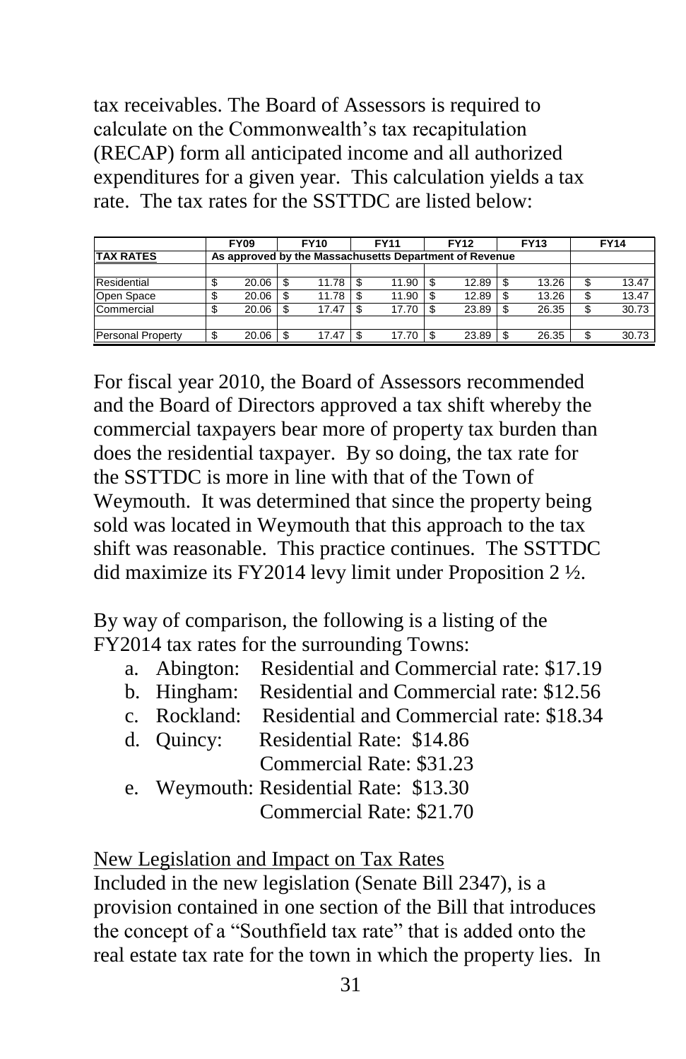tax receivables. The Board of Assessors is required to calculate on the Commonwealth's tax recapitulation (RECAP) form all anticipated income and all authorized expenditures for a given year. This calculation yields a tax rate. The tax rates for the SSTTDC are listed below:

| | FY09 | FY10 | FY11 | FY12 | FY13 | FY14 |
|---|---|---|---|---|---|---|
| **TAX RATES** | As approved by the Massachusetts Department of Revenue | | | | | |
| | | | | | | |
| Residential | $ 20.06 | $ 11.78 | $ 11.90 | $ 12.89 | $ 13.26 | $ 13.47 |
| Open Space | $ 20.06 | $ 11.78 | $ 11.90 | $ 12.89 | $ 13.26 | $ 13.47 |
| Commercial | $ 20.06 | $ 17.47 | $ 17.70 | $ 23.89 | $ 26.35 | $ 30.73 |
| | | | | | | |
| Personal Property | $ 20.06 | $ 17.47 | $ 17.70 | $ 23.89 | $ 26.35 | $ 30.73 |

For fiscal year 2010, the Board of Assessors recommended and the Board of Directors approved a tax shift whereby the commercial taxpayers bear more of property tax burden than does the residential taxpayer. By so doing, the tax rate for the SSTTDC is more in line with that of the Town of Weymouth. It was determined that since the property being sold was located in Weymouth that this approach to the tax shift was reasonable. This practice continues. The SSTTDC did maximize its FY2014 levy limit under Proposition 2 ½.

By way of comparison, the following is a listing of the FY2014 tax rates for the surrounding Towns:

a. Abington: Residential and Commercial rate: $17.19
b. Hingham: Residential and Commercial rate: $12.56
c. Rockland: Residential and Commercial rate: $18.34
d. Quincy: Residential Rate: $14.86
   Commercial Rate: $31.23
e. Weymouth: Residential Rate: $13.30
   Commercial Rate: $21.70

<u>New Legislation and Impact on Tax Rates</u>

Included in the new legislation (Senate Bill 2347), is a provision contained in one section of the Bill that introduces the concept of a "Southfield tax rate" that is added onto the real estate tax rate for the town in which the property lies. In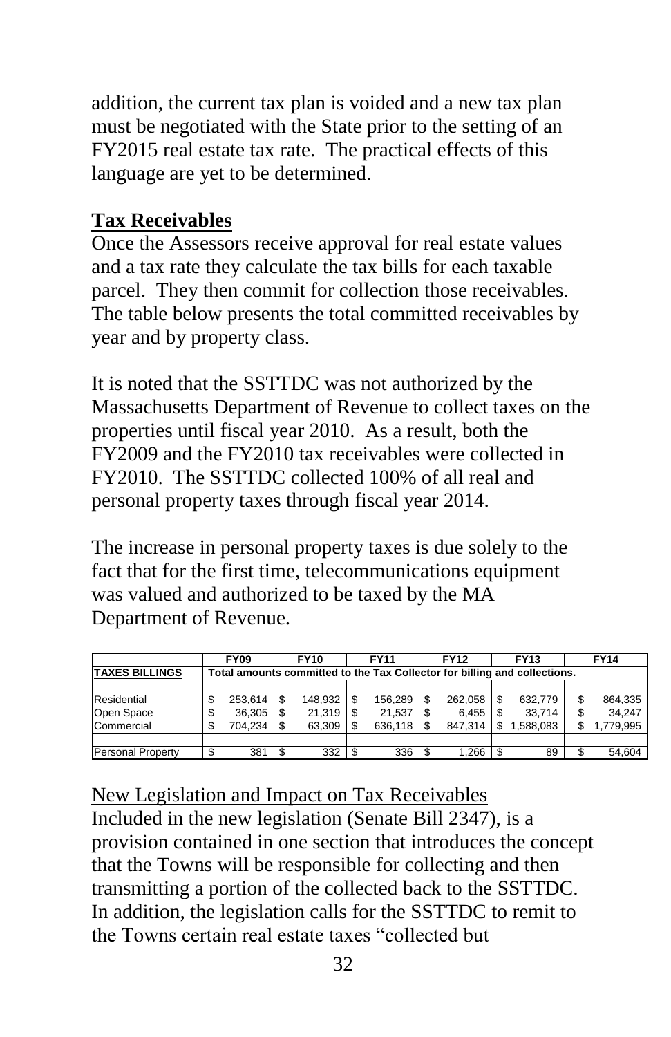addition, the current tax plan is voided and a new tax plan must be negotiated with the State prior to the setting of an FY2015 real estate tax rate. The practical effects of this language are yet to be determined.

## Tax Receivables

Once the Assessors receive approval for real estate values and a tax rate they calculate the tax bills for each taxable parcel. They then commit for collection those receivables. The table below presents the total committed receivables by year and by property class.

It is noted that the SSTTDC was not authorized by the Massachusetts Department of Revenue to collect taxes on the properties until fiscal year 2010. As a result, both the FY2009 and the FY2010 tax receivables were collected in FY2010. The SSTTDC collected 100% of all real and personal property taxes through fiscal year 2014.

The increase in personal property taxes is due solely to the fact that for the first time, telecommunications equipment was valued and authorized to be taxed by the MA Department of Revenue.

| | FY09 | FY10 | FY11 | FY12 | FY13 | FY14 |
|---|---|---|---|---|---|---|
| **TAXES BILLINGS** | **Total amounts committed to the Tax Collector for billing and collections.** | | | | | |
| | | | | | | |
| Residential | $ 253,614 | $ 148,932 | $ 156,289 | $ 262,058 | $ 632,779 | $ 864,335 |
| Open Space | $ 36,305 | $ 21,319 | $ 21,537 | $ 6,455 | $ 33,714 | $ 34,247 |
| Commercial | $ 704,234 | $ 63,309 | $ 636,118 | $ 847,314 | $ 1,588,083 | $ 1,779,995 |
| | | | | | | |
| Personal Property | $ 381 | $ 332 | $ 336 | $ 1,266 | $ 89 | $ 54,604 |

New Legislation and Impact on Tax Receivables

Included in the new legislation (Senate Bill 2347), is a provision contained in one section that introduces the concept that the Towns will be responsible for collecting and then transmitting a portion of the collected back to the SSTTDC. In addition, the legislation calls for the SSTTDC to remit to the Towns certain real estate taxes "collected but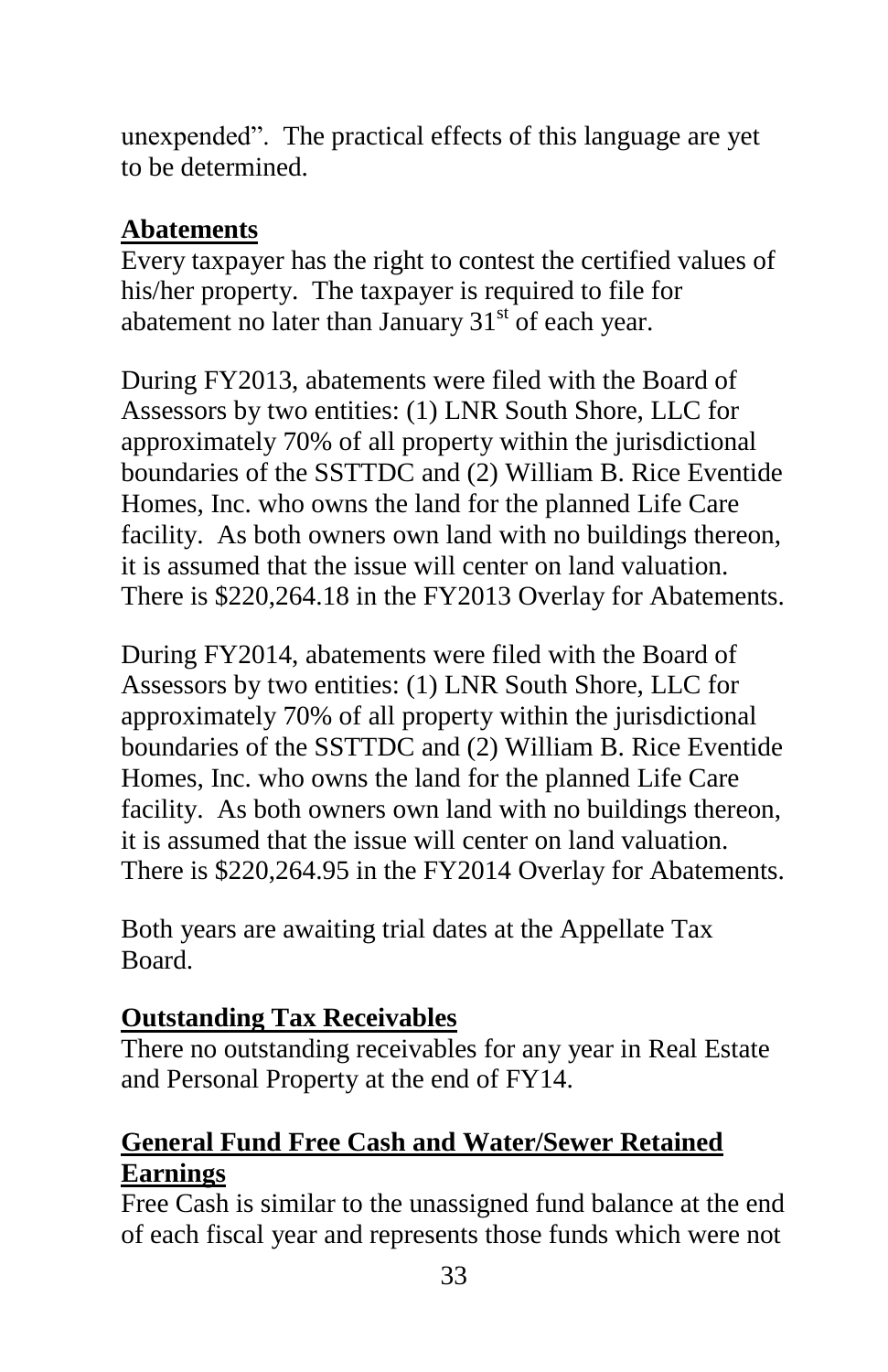unexpended". The practical effects of this language are yet to be determined.

**Abatements**

Every taxpayer has the right to contest the certified values of his/her property. The taxpayer is required to file for abatement no later than January 31st of each year.

During FY2013, abatements were filed with the Board of Assessors by two entities: (1) LNR South Shore, LLC for approximately 70% of all property within the jurisdictional boundaries of the SSTTDC and (2) William B. Rice Eventide Homes, Inc. who owns the land for the planned Life Care facility. As both owners own land with no buildings thereon, it is assumed that the issue will center on land valuation. There is $220,264.18 in the FY2013 Overlay for Abatements.

During FY2014, abatements were filed with the Board of Assessors by two entities: (1) LNR South Shore, LLC for approximately 70% of all property within the jurisdictional boundaries of the SSTTDC and (2) William B. Rice Eventide Homes, Inc. who owns the land for the planned Life Care facility. As both owners own land with no buildings thereon, it is assumed that the issue will center on land valuation. There is $220,264.95 in the FY2014 Overlay for Abatements.

Both years are awaiting trial dates at the Appellate Tax Board.

**Outstanding Tax Receivables**

There no outstanding receivables for any year in Real Estate and Personal Property at the end of FY14.

**General Fund Free Cash and Water/Sewer Retained Earnings**

Free Cash is similar to the unassigned fund balance at the end of each fiscal year and represents those funds which were not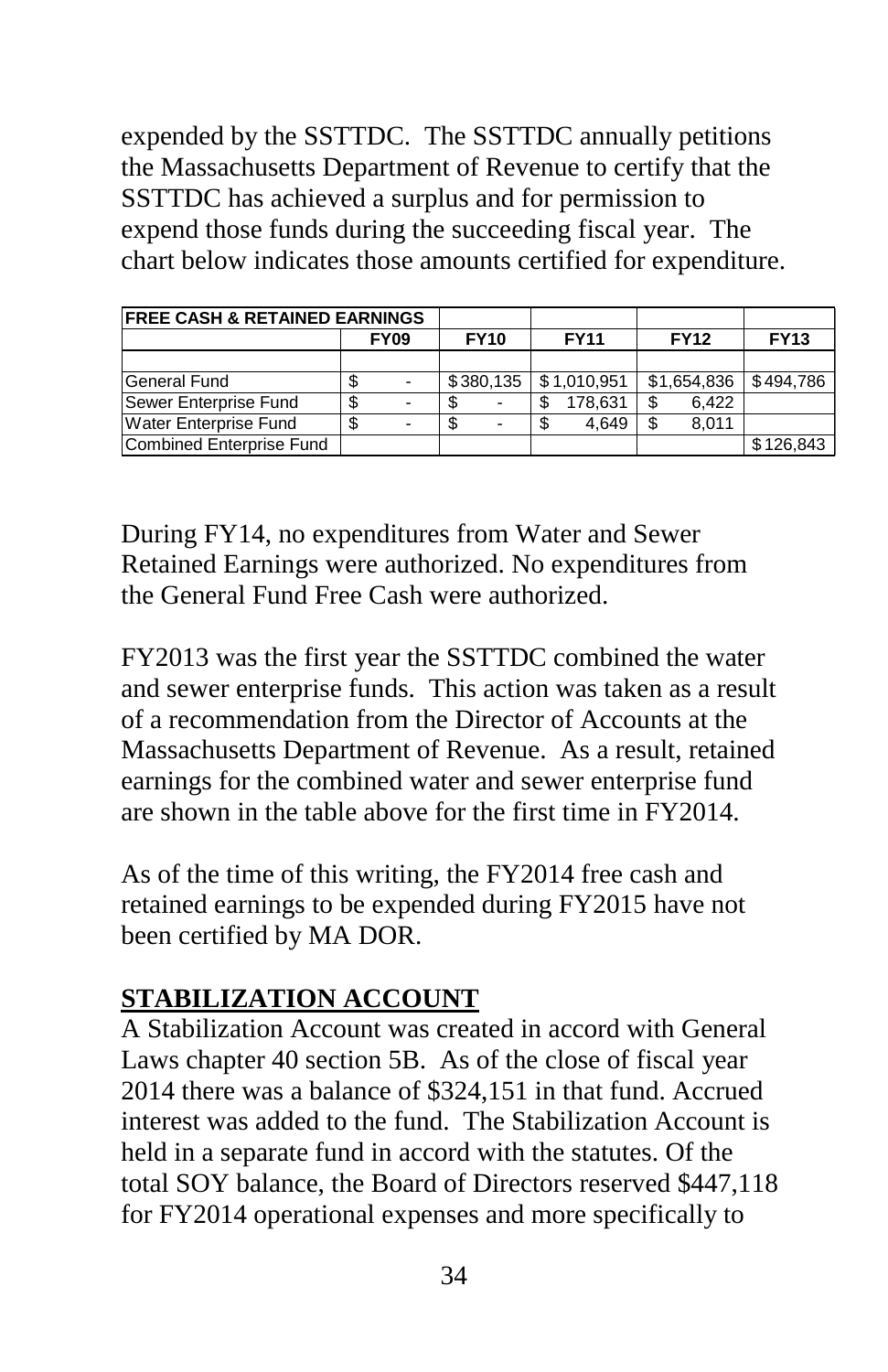expended by the SSTTDC. The SSTTDC annually petitions the Massachusetts Department of Revenue to certify that the SSTTDC has achieved a surplus and for permission to expend those funds during the succeeding fiscal year. The chart below indicates those amounts certified for expenditure.

| FREE CASH & RETAINED EARNINGS | | | | | |
|---|---|---|---|---|---|
| | FY09 | FY10 | FY11 | FY12 | FY13 |
| General Fund | $ - | $ 380,135 | $ 1,010,951 | $1,654,836 | $ 494,786 |
| Sewer Enterprise Fund | $ - | $ - | $ 178,631 | $ 6,422 | |
| Water Enterprise Fund | $ - | $ - | $ 4,649 | $ 8,011 | |
| Combined Enterprise Fund | | | | | $ 126,843 |

During FY14, no expenditures from Water and Sewer Retained Earnings were authorized. No expenditures from the General Fund Free Cash were authorized.

FY2013 was the first year the SSTTDC combined the water and sewer enterprise funds. This action was taken as a result of a recommendation from the Director of Accounts at the Massachusetts Department of Revenue. As a result, retained earnings for the combined water and sewer enterprise fund are shown in the table above for the first time in FY2014.

As of the time of this writing, the FY2014 free cash and retained earnings to be expended during FY2015 have not been certified by MA DOR.

## STABILIZATION ACCOUNT

A Stabilization Account was created in accord with General Laws chapter 40 section 5B. As of the close of fiscal year 2014 there was a balance of $324,151 in that fund. Accrued interest was added to the fund. The Stabilization Account is held in a separate fund in accord with the statutes. Of the total SOY balance, the Board of Directors reserved $447,118 for FY2014 operational expenses and more specifically to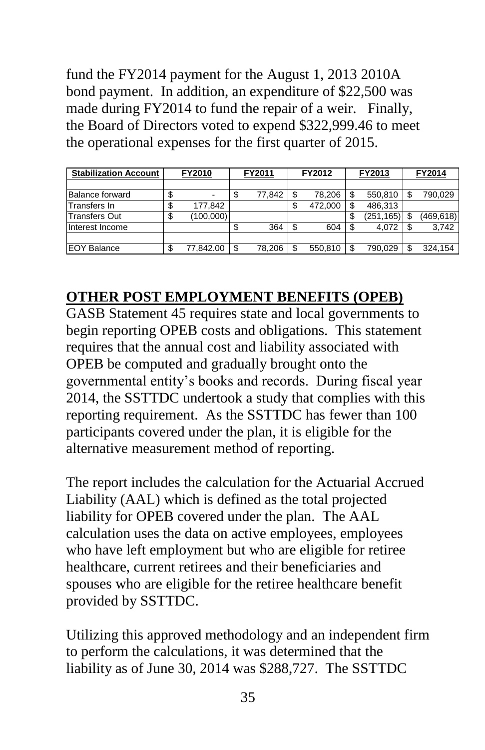fund the FY2014 payment for the August 1, 2013 2010A bond payment. In addition, an expenditure of $22,500 was made during FY2014 to fund the repair of a weir. Finally, the Board of Directors voted to expend $322,999.46 to meet the operational expenses for the first quarter of 2015.

| Stabilization Account | FY2010 | FY2011 | FY2012 | FY2013 | FY2014 |
|---|---|---|---|---|---|
| Balance forward | $ - | $ 77,842 | $ 78,206 | $ 550,810 | $ 790,029 |
| Transfers In | $ 177,842 | | $ 472,000 | $ 486,313 | |
| Transfers Out | $ (100,000) | | | $ (251,165) | $ (469,618) |
| Interest Income | | $ 364 | $ 604 | $ 4,072 | $ 3,742 |
| EOY Balance | $ 77,842.00 | $ 78,206 | $ 550,810 | $ 790,029 | $ 324,154 |

## OTHER POST EMPLOYMENT BENEFITS (OPEB)

GASB Statement 45 requires state and local governments to begin reporting OPEB costs and obligations. This statement requires that the annual cost and liability associated with OPEB be computed and gradually brought onto the governmental entity's books and records. During fiscal year 2014, the SSTTDC undertook a study that complies with this reporting requirement. As the SSTTDC has fewer than 100 participants covered under the plan, it is eligible for the alternative measurement method of reporting.

The report includes the calculation for the Actuarial Accrued Liability (AAL) which is defined as the total projected liability for OPEB covered under the plan. The AAL calculation uses the data on active employees, employees who have left employment but who are eligible for retiree healthcare, current retirees and their beneficiaries and spouses who are eligible for the retiree healthcare benefit provided by SSTTDC.

Utilizing this approved methodology and an independent firm to perform the calculations, it was determined that the liability as of June 30, 2014 was $288,727. The SSTTDC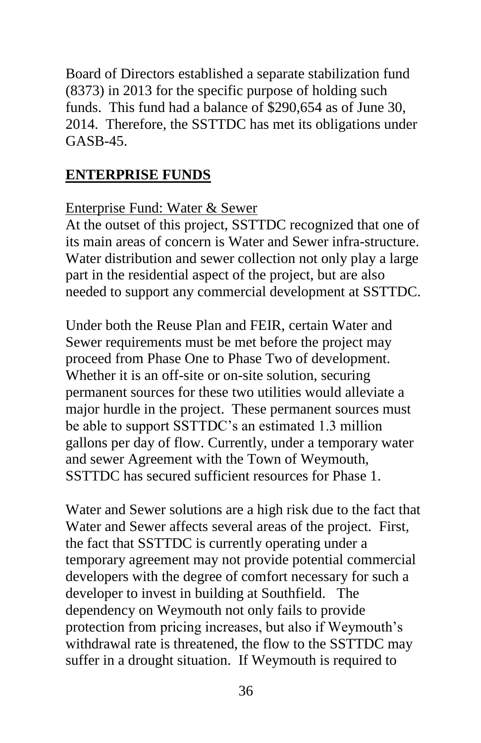Board of Directors established a separate stabilization fund (8373) in 2013 for the specific purpose of holding such funds. This fund had a balance of $290,654 as of June 30, 2014. Therefore, the SSTTDC has met its obligations under GASB-45.

## **ENTERPRISE FUNDS**

Enterprise Fund: Water & Sewer

At the outset of this project, SSTTDC recognized that one of its main areas of concern is Water and Sewer infra-structure. Water distribution and sewer collection not only play a large part in the residential aspect of the project, but are also needed to support any commercial development at SSTTDC.

Under both the Reuse Plan and FEIR, certain Water and Sewer requirements must be met before the project may proceed from Phase One to Phase Two of development. Whether it is an off-site or on-site solution, securing permanent sources for these two utilities would alleviate a major hurdle in the project. These permanent sources must be able to support SSTTDC's an estimated 1.3 million gallons per day of flow. Currently, under a temporary water and sewer Agreement with the Town of Weymouth, SSTTDC has secured sufficient resources for Phase 1.

Water and Sewer solutions are a high risk due to the fact that Water and Sewer affects several areas of the project. First, the fact that SSTTDC is currently operating under a temporary agreement may not provide potential commercial developers with the degree of comfort necessary for such a developer to invest in building at Southfield. The dependency on Weymouth not only fails to provide protection from pricing increases, but also if Weymouth's withdrawal rate is threatened, the flow to the SSTTDC may suffer in a drought situation. If Weymouth is required to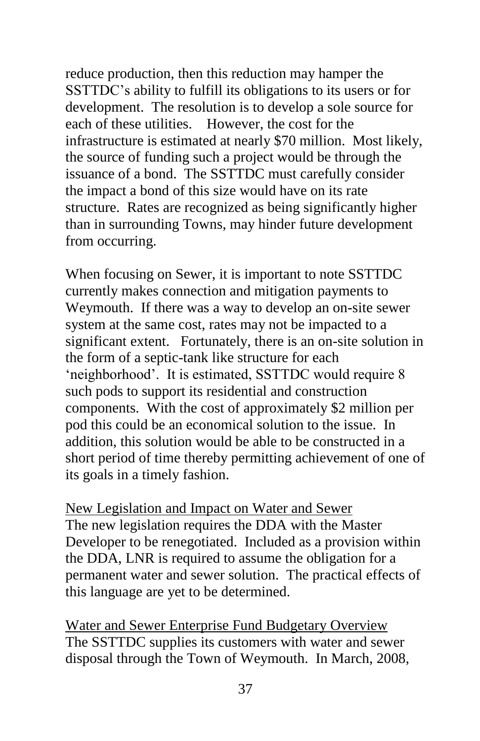reduce production, then this reduction may hamper the SSTTDC's ability to fulfill its obligations to its users or for development. The resolution is to develop a sole source for each of these utilities. However, the cost for the infrastructure is estimated at nearly $70 million. Most likely, the source of funding such a project would be through the issuance of a bond. The SSTTDC must carefully consider the impact a bond of this size would have on its rate structure. Rates are recognized as being significantly higher than in surrounding Towns, may hinder future development from occurring.

When focusing on Sewer, it is important to note SSTTDC currently makes connection and mitigation payments to Weymouth. If there was a way to develop an on-site sewer system at the same cost, rates may not be impacted to a significant extent. Fortunately, there is an on-site solution in the form of a septic-tank like structure for each 'neighborhood'. It is estimated, SSTTDC would require 8 such pods to support its residential and construction components. With the cost of approximately $2 million per pod this could be an economical solution to the issue. In addition, this solution would be able to be constructed in a short period of time thereby permitting achievement of one of its goals in a timely fashion.

<u>New Legislation and Impact on Water and Sewer</u>

The new legislation requires the DDA with the Master Developer to be renegotiated. Included as a provision within the DDA, LNR is required to assume the obligation for a permanent water and sewer solution. The practical effects of this language are yet to be determined.

<u>Water and Sewer Enterprise Fund Budgetary Overview</u>

The SSTTDC supplies its customers with water and sewer disposal through the Town of Weymouth. In March, 2008,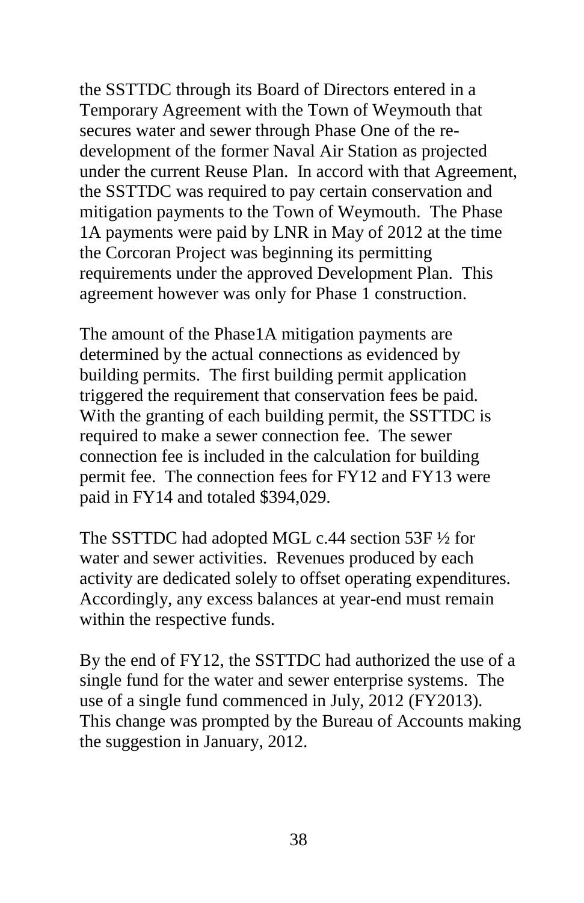the SSTTDC through its Board of Directors entered in a Temporary Agreement with the Town of Weymouth that secures water and sewer through Phase One of the re-development of the former Naval Air Station as projected under the current Reuse Plan. In accord with that Agreement, the SSTTDC was required to pay certain conservation and mitigation payments to the Town of Weymouth. The Phase 1A payments were paid by LNR in May of 2012 at the time the Corcoran Project was beginning its permitting requirements under the approved Development Plan. This agreement however was only for Phase 1 construction.

The amount of the Phase1A mitigation payments are determined by the actual connections as evidenced by building permits. The first building permit application triggered the requirement that conservation fees be paid. With the granting of each building permit, the SSTTDC is required to make a sewer connection fee. The sewer connection fee is included in the calculation for building permit fee. The connection fees for FY12 and FY13 were paid in FY14 and totaled $394,029.

The SSTTDC had adopted MGL c.44 section 53F ½ for water and sewer activities. Revenues produced by each activity are dedicated solely to offset operating expenditures. Accordingly, any excess balances at year-end must remain within the respective funds.

By the end of FY12, the SSTTDC had authorized the use of a single fund for the water and sewer enterprise systems. The use of a single fund commenced in July, 2012 (FY2013). This change was prompted by the Bureau of Accounts making the suggestion in January, 2012.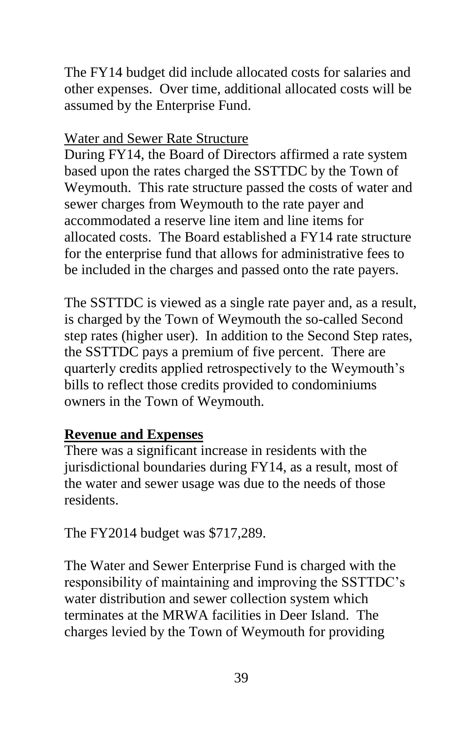The FY14 budget did include allocated costs for salaries and other expenses. Over time, additional allocated costs will be assumed by the Enterprise Fund.

<u>Water and Sewer Rate Structure</u>

During FY14, the Board of Directors affirmed a rate system based upon the rates charged the SSTTDC by the Town of Weymouth. This rate structure passed the costs of water and sewer charges from Weymouth to the rate payer and accommodated a reserve line item and line items for allocated costs. The Board established a FY14 rate structure for the enterprise fund that allows for administrative fees to be included in the charges and passed onto the rate payers.

The SSTTDC is viewed as a single rate payer and, as a result, is charged by the Town of Weymouth the so-called Second step rates (higher user). In addition to the Second Step rates, the SSTTDC pays a premium of five percent. There are quarterly credits applied retrospectively to the Weymouth's bills to reflect those credits provided to condominiums owners in the Town of Weymouth.

**Revenue and Expenses**

There was a significant increase in residents with the jurisdictional boundaries during FY14, as a result, most of the water and sewer usage was due to the needs of those residents.

The FY2014 budget was $717,289.

The Water and Sewer Enterprise Fund is charged with the responsibility of maintaining and improving the SSTTDC's water distribution and sewer collection system which terminates at the MRWA facilities in Deer Island. The charges levied by the Town of Weymouth for providing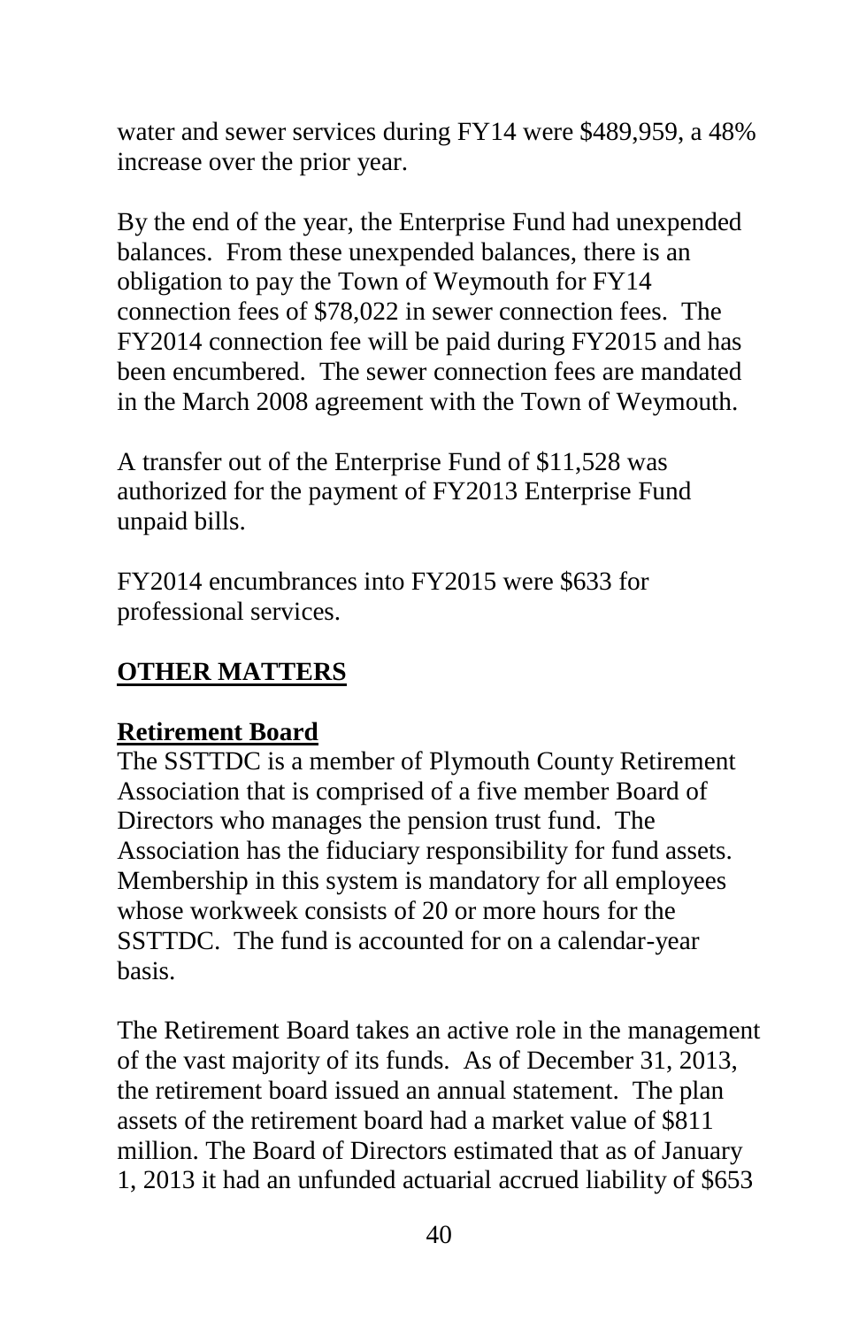water and sewer services during FY14 were $489,959, a 48% increase over the prior year.

By the end of the year, the Enterprise Fund had unexpended balances. From these unexpended balances, there is an obligation to pay the Town of Weymouth for FY14 connection fees of $78,022 in sewer connection fees. The FY2014 connection fee will be paid during FY2015 and has been encumbered. The sewer connection fees are mandated in the March 2008 agreement with the Town of Weymouth.

A transfer out of the Enterprise Fund of $11,528 was authorized for the payment of FY2013 Enterprise Fund unpaid bills.

FY2014 encumbrances into FY2015 were $633 for professional services.

## OTHER MATTERS

### Retirement Board

The SSTTDC is a member of Plymouth County Retirement Association that is comprised of a five member Board of Directors who manages the pension trust fund. The Association has the fiduciary responsibility for fund assets. Membership in this system is mandatory for all employees whose workweek consists of 20 or more hours for the SSTTDC. The fund is accounted for on a calendar-year basis.

The Retirement Board takes an active role in the management of the vast majority of its funds. As of December 31, 2013, the retirement board issued an annual statement. The plan assets of the retirement board had a market value of $811 million. The Board of Directors estimated that as of January 1, 2013 it had an unfunded actuarial accrued liability of $653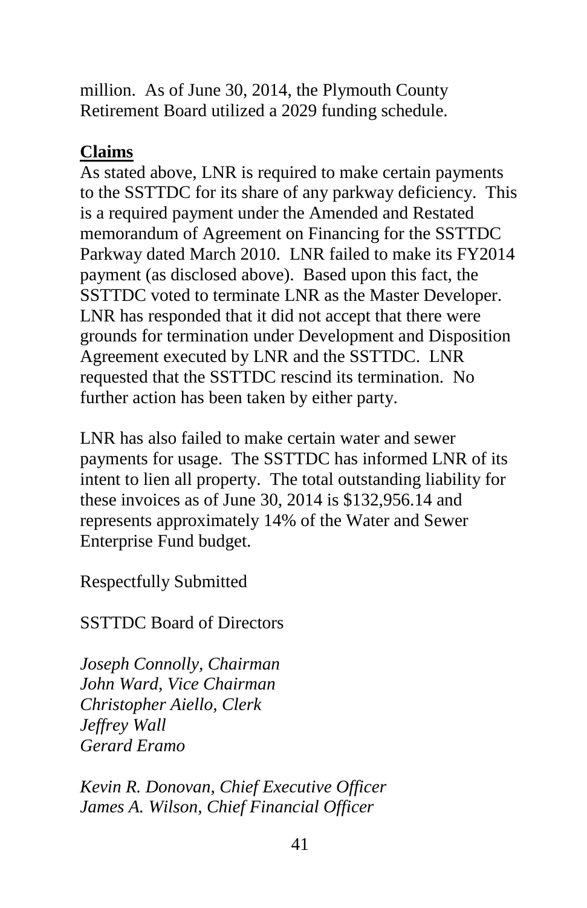million. As of June 30, 2014, the Plymouth County Retirement Board utilized a 2029 funding schedule.

**Claims**

As stated above, LNR is required to make certain payments to the SSTTDC for its share of any parkway deficiency. This is a required payment under the Amended and Restated memorandum of Agreement on Financing for the SSTTDC Parkway dated March 2010. LNR failed to make its FY2014 payment (as disclosed above). Based upon this fact, the SSTTDC voted to terminate LNR as the Master Developer. LNR has responded that it did not accept that there were grounds for termination under Development and Disposition Agreement executed by LNR and the SSTTDC. LNR requested that the SSTTDC rescind its termination. No further action has been taken by either party.

LNR has also failed to make certain water and sewer payments for usage. The SSTTDC has informed LNR of its intent to lien all property. The total outstanding liability for these invoices as of June 30, 2014 is $132,956.14 and represents approximately 14% of the Water and Sewer Enterprise Fund budget.

Respectfully Submitted

SSTTDC Board of Directors

*Joseph Connolly, Chairman*
*John Ward, Vice Chairman*
*Christopher Aiello, Clerk*
*Jeffrey Wall*
*Gerard Eramo*

*Kevin R. Donovan, Chief Executive Officer*
*James A. Wilson, Chief Financial Officer*